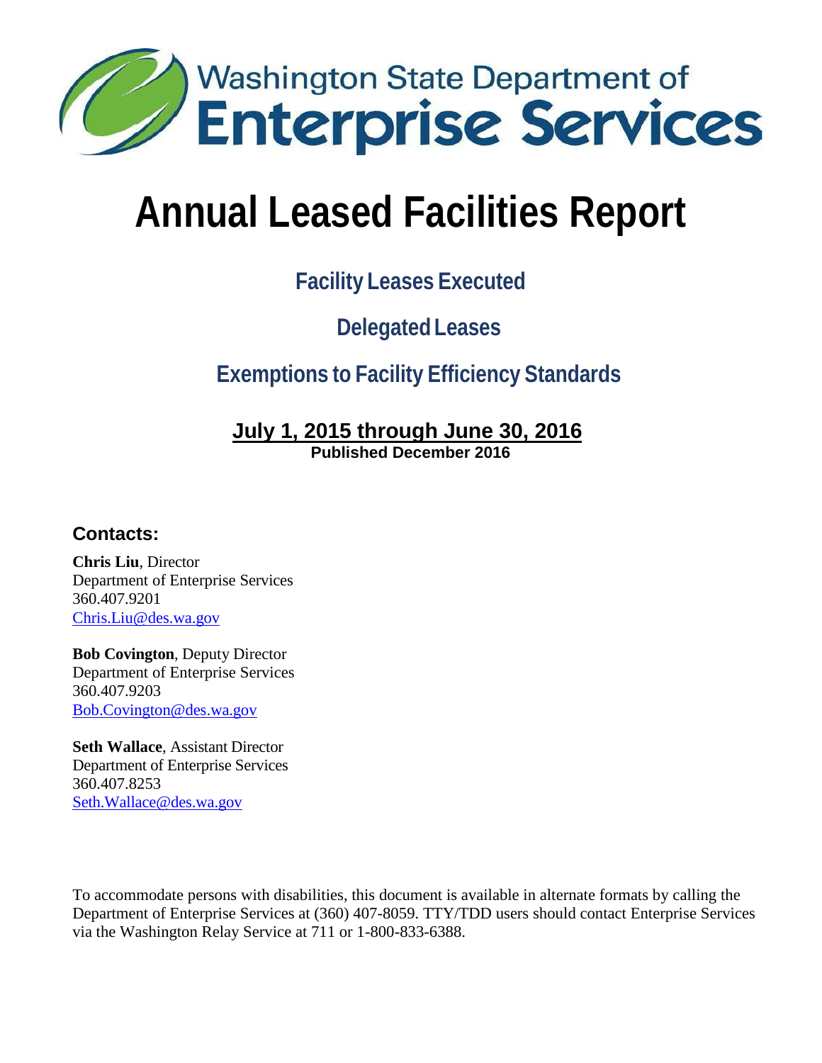Washington State Department of
**Enterprise Services**

# Annual Leased Facilities Report

## Facility Leases Executed

## Delegated Leases

## Exemptions to Facility Efficiency Standards

**July 1, 2015 through June 30, 2016**
**Published December 2016**

### Contacts:

**Chris Liu**, Director
Department of Enterprise Services
360.407.9201
Chris.Liu@des.wa.gov

**Bob Covington**, Deputy Director
Department of Enterprise Services
360.407.9203
Bob.Covington@des.wa.gov

**Seth Wallace**, Assistant Director
Department of Enterprise Services
360.407.8253
Seth.Wallace@des.wa.gov

To accommodate persons with disabilities, this document is available in alternate formats by calling the Department of Enterprise Services at (360) 407-8059. TTY/TDD users should contact Enterprise Services via the Washington Relay Service at 711 or 1-800-833-6388.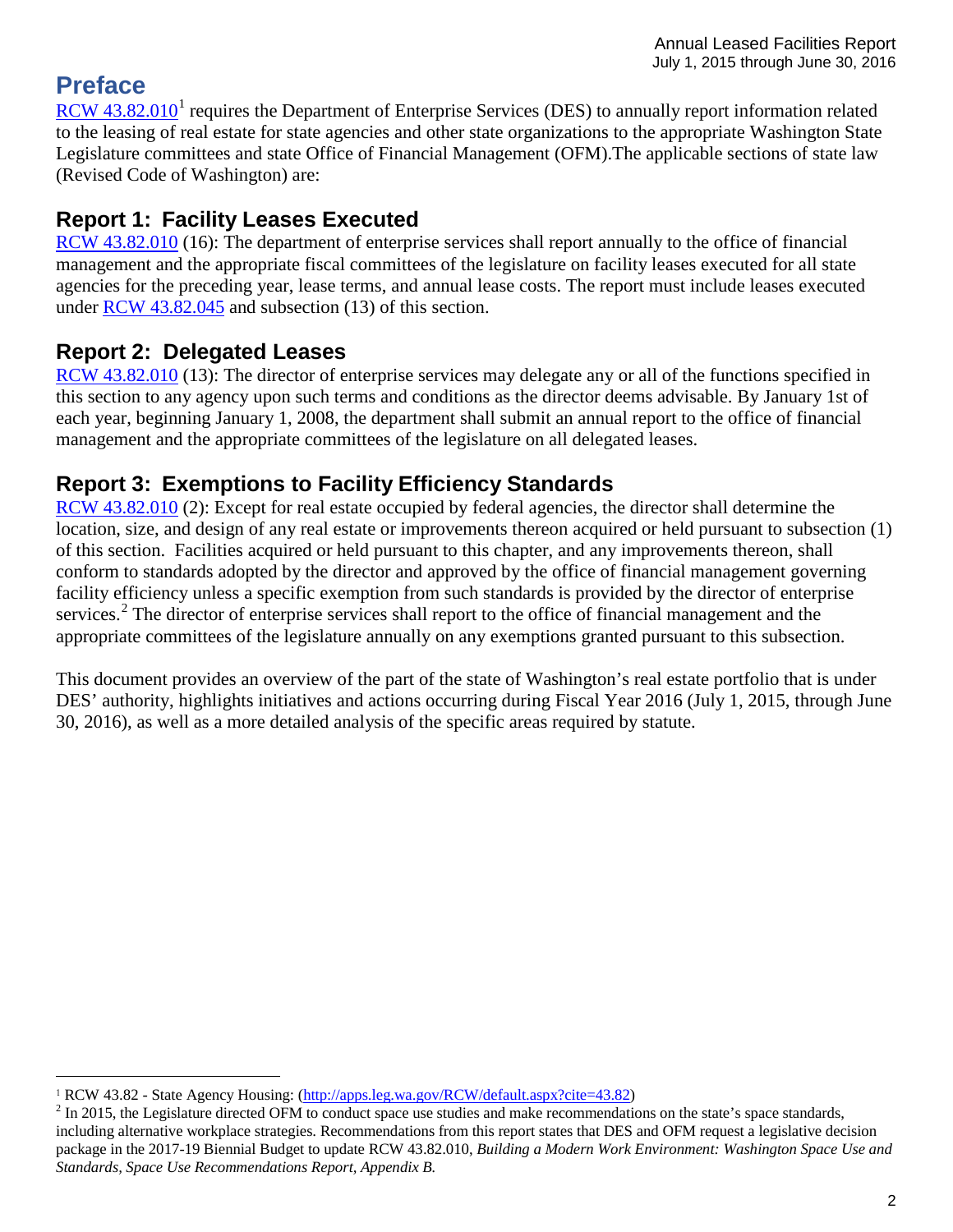# Preface

RCW 43.82.010[1] requires the Department of Enterprise Services (DES) to annually report information related to the leasing of real estate for state agencies and other state organizations to the appropriate Washington State Legislature committees and state Office of Financial Management (OFM).The applicable sections of state law (Revised Code of Washington) are:

## Report 1: Facility Leases Executed

RCW 43.82.010 (16): The department of enterprise services shall report annually to the office of financial management and the appropriate fiscal committees of the legislature on facility leases executed for all state agencies for the preceding year, lease terms, and annual lease costs. The report must include leases executed under RCW 43.82.045 and subsection (13) of this section.

## Report 2: Delegated Leases

RCW 43.82.010 (13): The director of enterprise services may delegate any or all of the functions specified in this section to any agency upon such terms and conditions as the director deems advisable. By January 1st of each year, beginning January 1, 2008, the department shall submit an annual report to the office of financial management and the appropriate committees of the legislature on all delegated leases.

## Report 3: Exemptions to Facility Efficiency Standards

RCW 43.82.010 (2): Except for real estate occupied by federal agencies, the director shall determine the location, size, and design of any real estate or improvements thereon acquired or held pursuant to subsection (1) of this section. Facilities acquired or held pursuant to this chapter, and any improvements thereon, shall conform to standards adopted by the director and approved by the office of financial management governing facility efficiency unless a specific exemption from such standards is provided by the director of enterprise services.[2] The director of enterprise services shall report to the office of financial management and the appropriate committees of the legislature annually on any exemptions granted pursuant to this subsection.

This document provides an overview of the part of the state of Washington's real estate portfolio that is under DES' authority, highlights initiatives and actions occurring during Fiscal Year 2016 (July 1, 2015, through June 30, 2016), as well as a more detailed analysis of the specific areas required by statute.

---

[1] RCW 43.82 - State Agency Housing: (http://apps.leg.wa.gov/RCW/default.aspx?cite=43.82)

[2] In 2015, the Legislature directed OFM to conduct space use studies and make recommendations on the state's space standards, including alternative workplace strategies. Recommendations from this report states that DES and OFM request a legislative decision package in the 2017-19 Biennial Budget to update RCW 43.82.010, *Building a Modern Work Environment: Washington Space Use and Standards, Space Use Recommendations Report, Appendix B.*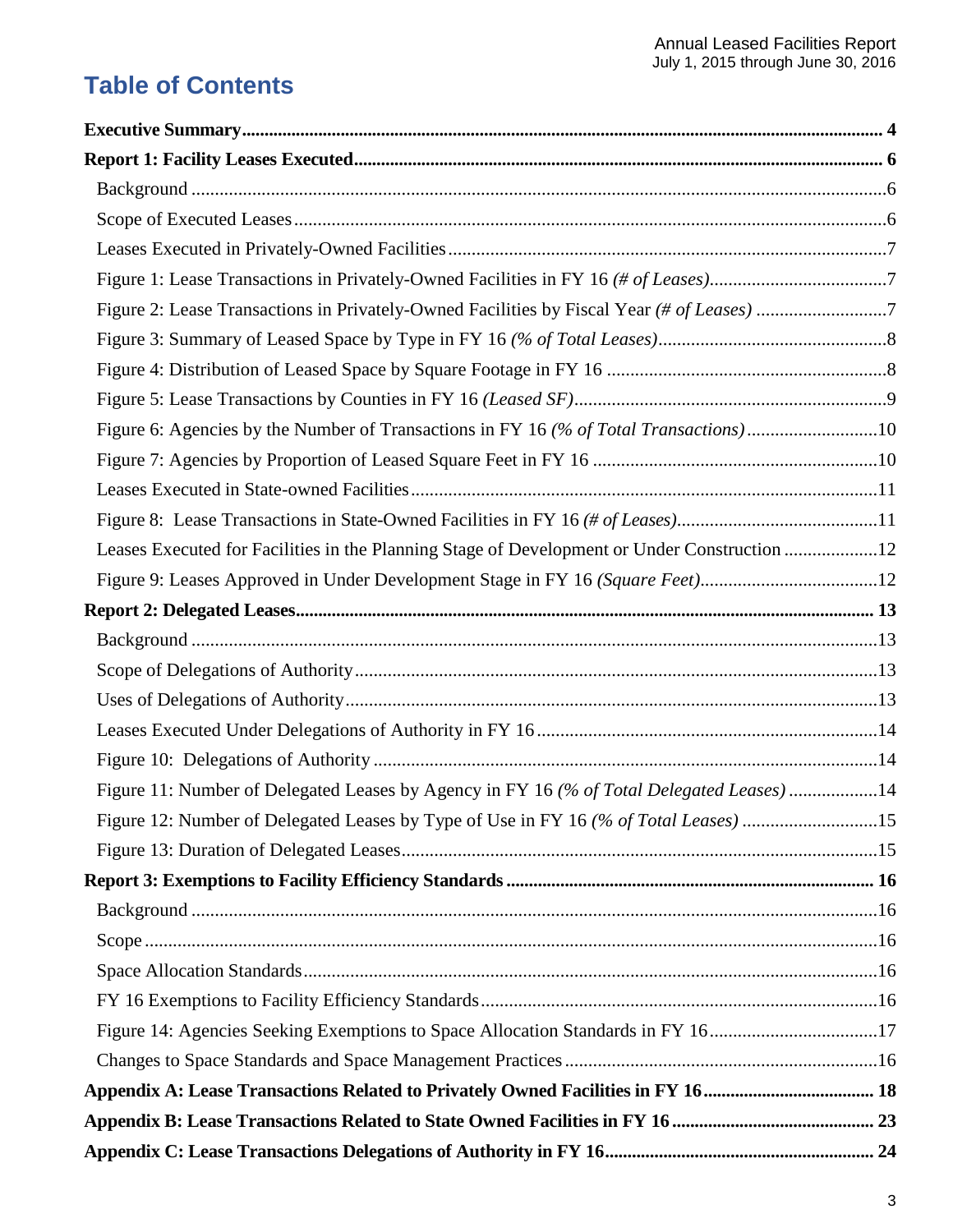# Table of Contents

**Executive Summary** ........ 4

**Report 1: Facility Leases Executed** ........ 6

- Background ........ 6
- Scope of Executed Leases ........ 6
- Leases Executed in Privately-Owned Facilities ........ 7
- Figure 1: Lease Transactions in Privately-Owned Facilities in FY 16 *(# of Leases)* ........ 7
- Figure 2: Lease Transactions in Privately-Owned Facilities by Fiscal Year *(# of Leases)* ........ 7
- Figure 3: Summary of Leased Space by Type in FY 16 *(% of Total Leases)* ........ 8
- Figure 4: Distribution of Leased Space by Square Footage in FY 16 ........ 8
- Figure 5: Lease Transactions by Counties in FY 16 *(Leased SF)* ........ 9
- Figure 6: Agencies by the Number of Transactions in FY 16 *(% of Total Transactions)* ........ 10
- Figure 7: Agencies by Proportion of Leased Square Feet in FY 16 ........ 10
- Leases Executed in State-owned Facilities ........ 11
- Figure 8: Lease Transactions in State-Owned Facilities in FY 16 *(# of Leases)* ........ 11
- Leases Executed for Facilities in the Planning Stage of Development or Under Construction ........ 12
- Figure 9: Leases Approved in Under Development Stage in FY 16 *(Square Feet)* ........ 12

**Report 2: Delegated Leases** ........ 13

- Background ........ 13
- Scope of Delegations of Authority ........ 13
- Uses of Delegations of Authority ........ 13
- Leases Executed Under Delegations of Authority in FY 16 ........ 14
- Figure 10: Delegations of Authority ........ 14
- Figure 11: Number of Delegated Leases by Agency in FY 16 *(% of Total Delegated Leases)* ........ 14
- Figure 12: Number of Delegated Leases by Type of Use in FY 16 *(% of Total Leases)* ........ 15
- Figure 13: Duration of Delegated Leases ........ 15

**Report 3: Exemptions to Facility Efficiency Standards** ........ 16

- Background ........ 16
- Scope ........ 16
- Space Allocation Standards ........ 16
- FY 16 Exemptions to Facility Efficiency Standards ........ 16
- Figure 14: Agencies Seeking Exemptions to Space Allocation Standards in FY 16 ........ 17
- Changes to Space Standards and Space Management Practices ........ 16

**Appendix A: Lease Transactions Related to Privately Owned Facilities in FY 16** ........ 18

**Appendix B: Lease Transactions Related to State Owned Facilities in FY 16** ........ 23

**Appendix C: Lease Transactions Delegations of Authority in FY 16** ........ 24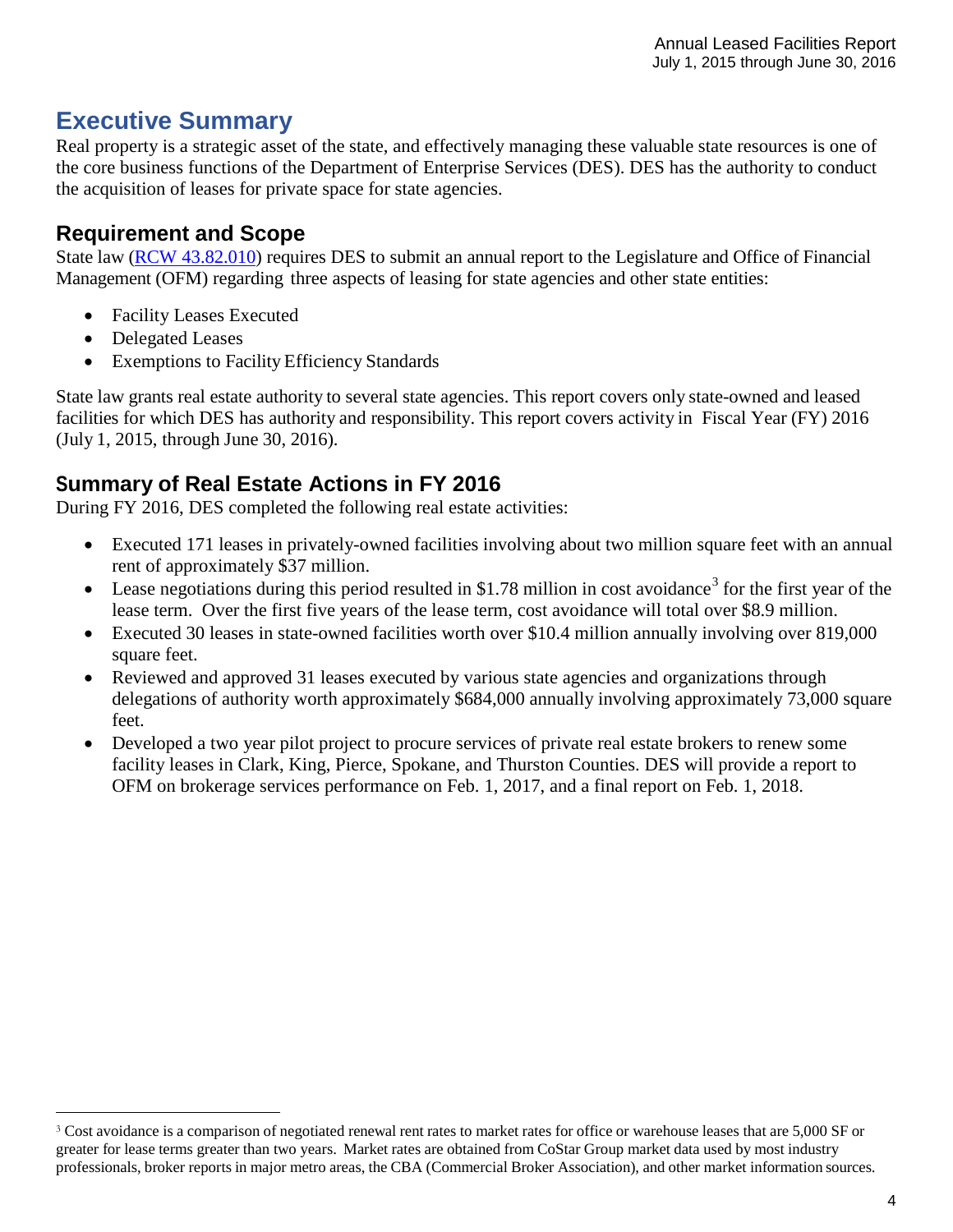# Executive Summary

Real property is a strategic asset of the state, and effectively managing these valuable state resources is one of the core business functions of the Department of Enterprise Services (DES). DES has the authority to conduct the acquisition of leases for private space for state agencies.

## Requirement and Scope

State law (RCW 43.82.010) requires DES to submit an annual report to the Legislature and Office of Financial Management (OFM) regarding three aspects of leasing for state agencies and other state entities:

- Facility Leases Executed
- Delegated Leases
- Exemptions to Facility Efficiency Standards

State law grants real estate authority to several state agencies. This report covers only state-owned and leased facilities for which DES has authority and responsibility. This report covers activity in Fiscal Year (FY) 2016 (July 1, 2015, through June 30, 2016).

## Summary of Real Estate Actions in FY 2016

During FY 2016, DES completed the following real estate activities:

- Executed 171 leases in privately-owned facilities involving about two million square feet with an annual rent of approximately $37 million.
- Lease negotiations during this period resulted in $1.78 million in cost avoidance[3] for the first year of the lease term. Over the first five years of the lease term, cost avoidance will total over $8.9 million.
- Executed 30 leases in state-owned facilities worth over $10.4 million annually involving over 819,000 square feet.
- Reviewed and approved 31 leases executed by various state agencies and organizations through delegations of authority worth approximately $684,000 annually involving approximately 73,000 square feet.
- Developed a two year pilot project to procure services of private real estate brokers to renew some facility leases in Clark, King, Pierce, Spokane, and Thurston Counties. DES will provide a report to OFM on brokerage services performance on Feb. 1, 2017, and a final report on Feb. 1, 2018.

[3] Cost avoidance is a comparison of negotiated renewal rent rates to market rates for office or warehouse leases that are 5,000 SF or greater for lease terms greater than two years. Market rates are obtained from CoStar Group market data used by most industry professionals, broker reports in major metro areas, the CBA (Commercial Broker Association), and other market information sources.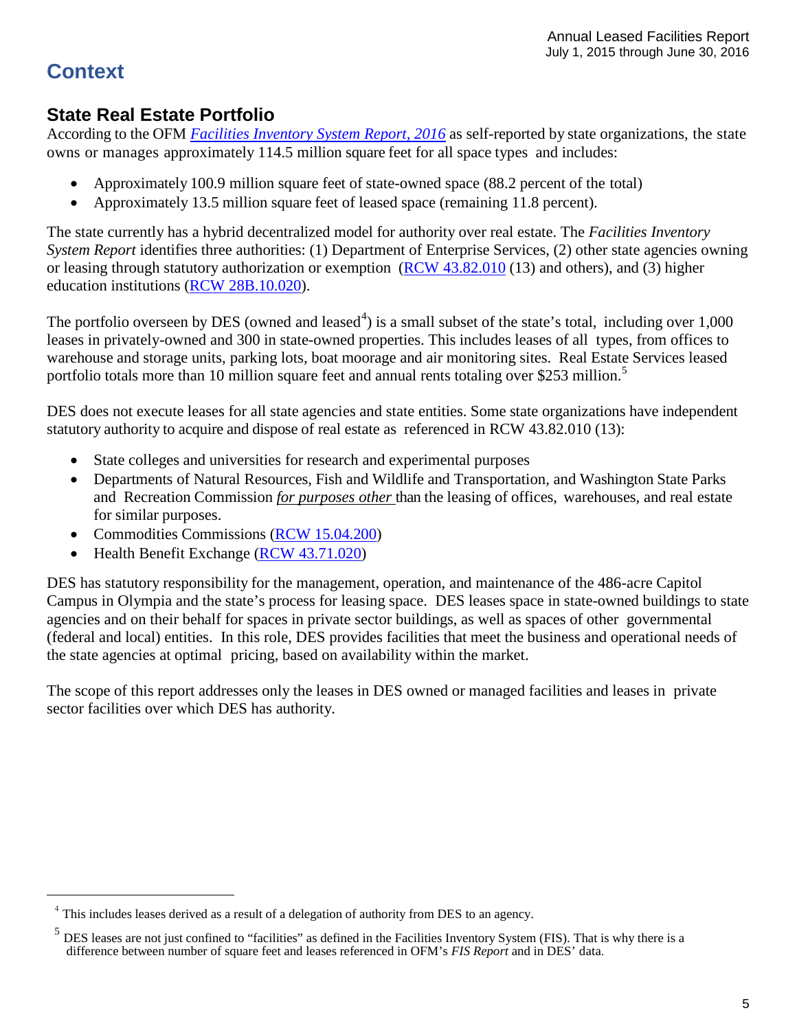# Context

## State Real Estate Portfolio

According to the OFM *Facilities Inventory System Report, 2016* as self-reported by state organizations, the state owns or manages approximately 114.5 million square feet for all space types and includes:

- Approximately 100.9 million square feet of state-owned space (88.2 percent of the total)
- Approximately 13.5 million square feet of leased space (remaining 11.8 percent).

The state currently has a hybrid decentralized model for authority over real estate. The *Facilities Inventory System Report* identifies three authorities: (1) Department of Enterprise Services, (2) other state agencies owning or leasing through statutory authorization or exemption (RCW 43.82.010 (13) and others), and (3) higher education institutions (RCW 28B.10.020).

The portfolio overseen by DES (owned and leased[4]) is a small subset of the state's total, including over 1,000 leases in privately-owned and 300 in state-owned properties. This includes leases of all types, from offices to warehouse and storage units, parking lots, boat moorage and air monitoring sites. Real Estate Services leased portfolio totals more than 10 million square feet and annual rents totaling over $253 million.[5]

DES does not execute leases for all state agencies and state entities. Some state organizations have independent statutory authority to acquire and dispose of real estate as referenced in RCW 43.82.010 (13):

- State colleges and universities for research and experimental purposes
- Departments of Natural Resources, Fish and Wildlife and Transportation, and Washington State Parks and Recreation Commission *for purposes other* than the leasing of offices, warehouses, and real estate for similar purposes.
- Commodities Commissions (RCW 15.04.200)
- Health Benefit Exchange (RCW 43.71.020)

DES has statutory responsibility for the management, operation, and maintenance of the 486-acre Capitol Campus in Olympia and the state's process for leasing space. DES leases space in state-owned buildings to state agencies and on their behalf for spaces in private sector buildings, as well as spaces of other governmental (federal and local) entities. In this role, DES provides facilities that meet the business and operational needs of the state agencies at optimal pricing, based on availability within the market.

The scope of this report addresses only the leases in DES owned or managed facilities and leases in private sector facilities over which DES has authority.

---

[4] This includes leases derived as a result of a delegation of authority from DES to an agency.

[5] DES leases are not just confined to "facilities" as defined in the Facilities Inventory System (FIS). That is why there is a difference between number of square feet and leases referenced in OFM's *FIS Report* and in DES' data.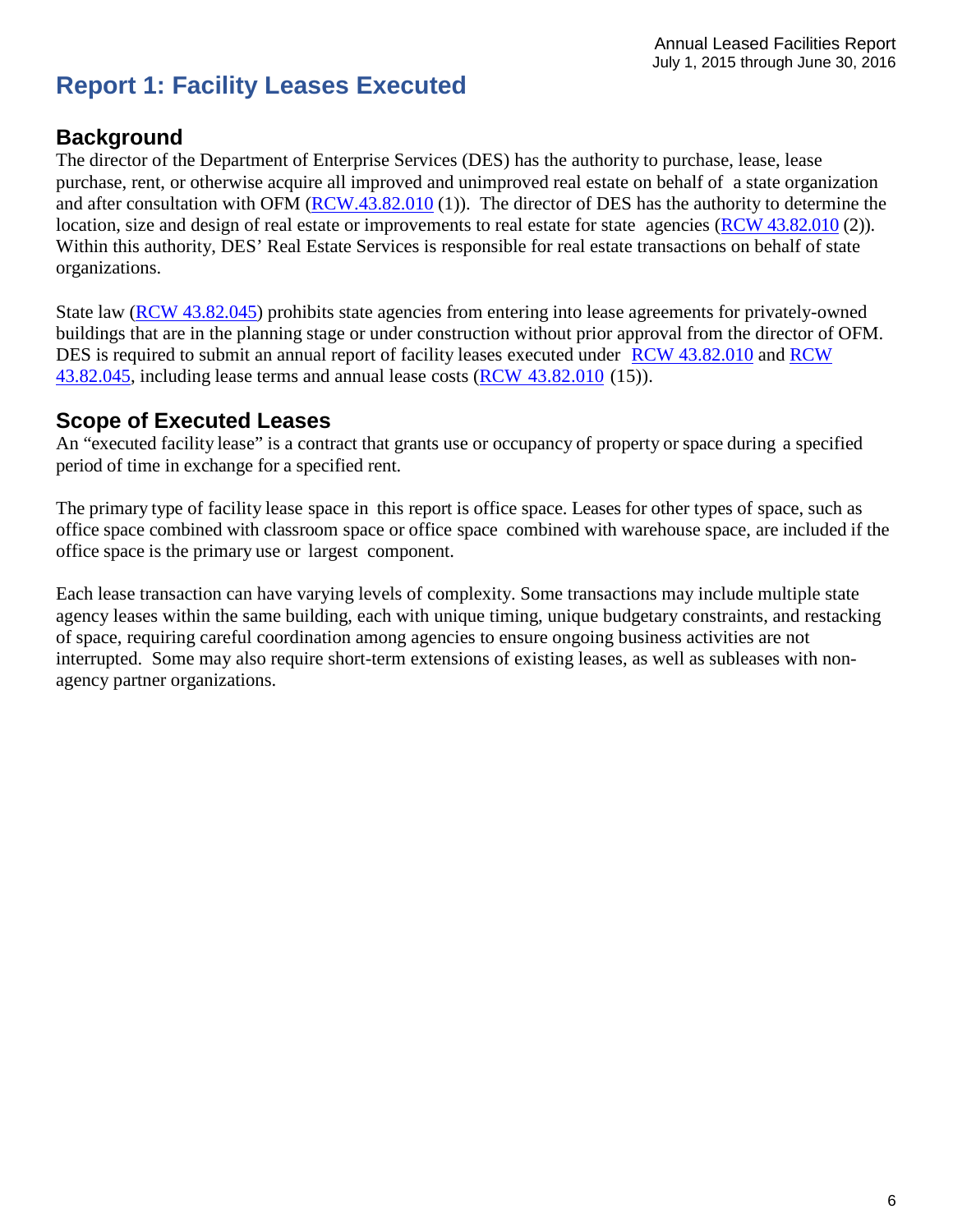# Report 1: Facility Leases Executed

## Background

The director of the Department of Enterprise Services (DES) has the authority to purchase, lease, lease purchase, rent, or otherwise acquire all improved and unimproved real estate on behalf of a state organization and after consultation with OFM (RCW.43.82.010 (1)). The director of DES has the authority to determine the location, size and design of real estate or improvements to real estate for state agencies (RCW 43.82.010 (2)). Within this authority, DES' Real Estate Services is responsible for real estate transactions on behalf of state organizations.

State law (RCW 43.82.045) prohibits state agencies from entering into lease agreements for privately-owned buildings that are in the planning stage or under construction without prior approval from the director of OFM. DES is required to submit an annual report of facility leases executed under RCW 43.82.010 and RCW 43.82.045, including lease terms and annual lease costs (RCW 43.82.010 (15)).

## Scope of Executed Leases

An "executed facility lease" is a contract that grants use or occupancy of property or space during a specified period of time in exchange for a specified rent.

The primary type of facility lease space in this report is office space. Leases for other types of space, such as office space combined with classroom space or office space combined with warehouse space, are included if the office space is the primary use or largest component.

Each lease transaction can have varying levels of complexity. Some transactions may include multiple state agency leases within the same building, each with unique timing, unique budgetary constraints, and restacking of space, requiring careful coordination among agencies to ensure ongoing business activities are not interrupted. Some may also require short-term extensions of existing leases, as well as subleases with non-agency partner organizations.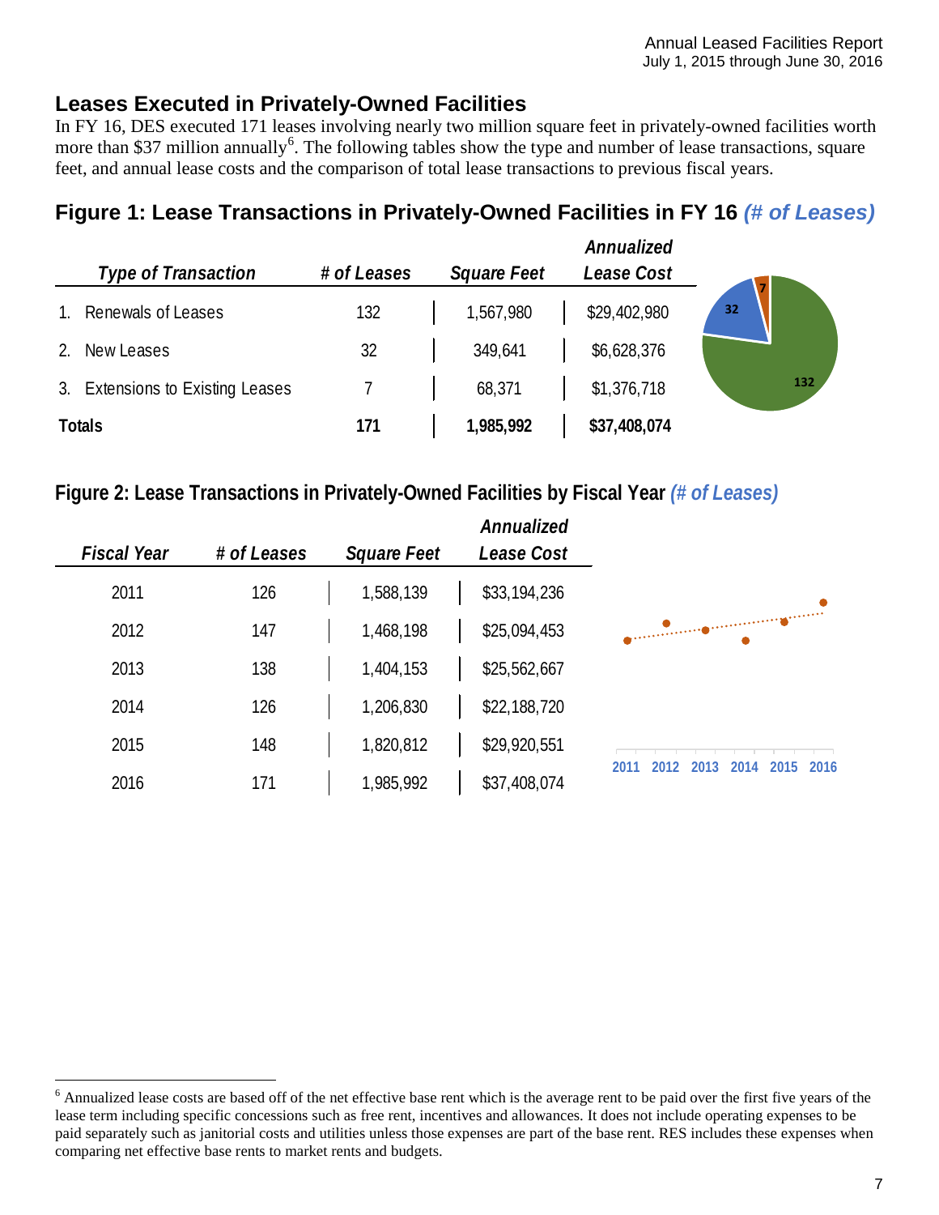## Leases Executed in Privately-Owned Facilities

In FY 16, DES executed 171 leases involving nearly two million square feet in privately-owned facilities worth more than $37 million annually[6]. The following tables show the type and number of lease transactions, square feet, and annual lease costs and the comparison of total lease transactions to previous fiscal years.

### Figure 1: Lease Transactions in Privately-Owned Facilities in FY 16 *(# of Leases)*

| *Type of Transaction* | *# of Leases* | *Square Feet* | *Annualized Lease Cost* |
|---|---|---|---|
| 1. Renewals of Leases | 132 | 1,567,980 | $29,402,980 |
| 2. New Leases | 32 | 349,641 | $6,628,376 |
| 3. Extensions to Existing Leases | 7 | 68,371 | $1,376,718 |
| **Totals** | **171** | **1,985,992** | **$37,408,074** |

### Figure 2: Lease Transactions in Privately-Owned Facilities by Fiscal Year *(# of Leases)*

| *Fiscal Year* | *# of Leases* | *Square Feet* | *Annualized Lease Cost* |
|---|---|---|---|
| 2011 | 126 | 1,588,139 | $33,194,236 |
| 2012 | 147 | 1,468,198 | $25,094,453 |
| 2013 | 138 | 1,404,153 | $25,562,667 |
| 2014 | 126 | 1,206,830 | $22,188,720 |
| 2015 | 148 | 1,820,812 | $29,920,551 |
| 2016 | 171 | 1,985,992 | $37,408,074 |

[6] Annualized lease costs are based off of the net effective base rent which is the average rent to be paid over the first five years of the lease term including specific concessions such as free rent, incentives and allowances. It does not include operating expenses to be paid separately such as janitorial costs and utilities unless those expenses are part of the base rent. RES includes these expenses when comparing net effective base rents to market rents and budgets.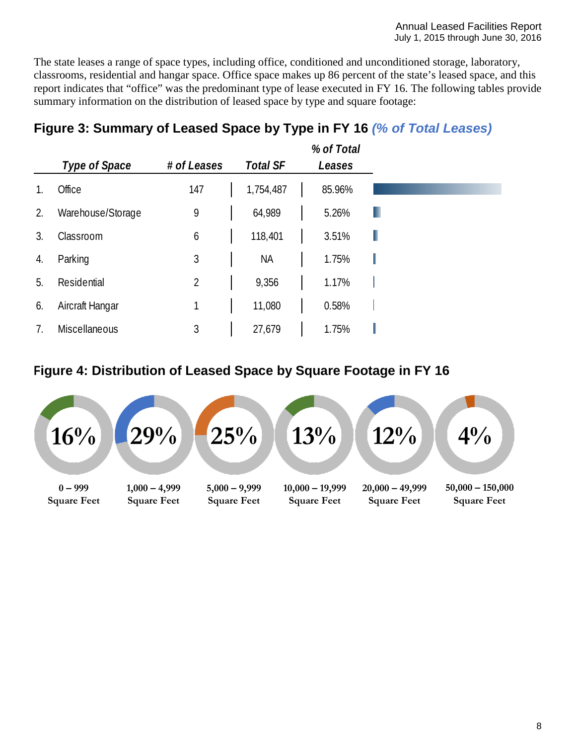The state leases a range of space types, including office, conditioned and unconditioned storage, laboratory, classrooms, residential and hangar space. Office space makes up 86 percent of the state's leased space, and this report indicates that "office" was the predominant type of lease executed in FY 16. The following tables provide summary information on the distribution of leased space by type and square footage:

## Figure 3: Summary of Leased Space by Type in FY 16 *(% of Total Leases)*

| | *Type of Space* | *# of Leases* | *Total SF* | *% of Total Leases* |
|---|---|---|---|---|
| 1. | Office | 147 | 1,754,487 | 85.96% |
| 2. | Warehouse/Storage | 9 | 64,989 | 5.26% |
| 3. | Classroom | 6 | 118,401 | 3.51% |
| 4. | Parking | 3 | NA | 1.75% |
| 5. | Residential | 2 | 9,356 | 1.17% |
| 6. | Aircraft Hangar | 1 | 11,080 | 0.58% |
| 7. | Miscellaneous | 3 | 27,679 | 1.75% |

## Figure 4: Distribution of Leased Space by Square Footage in FY 16

| Square Footage | Percentage |
|---|---|
| 0 – 999 Square Feet | 16% |
| 1,000 – 4,999 Square Feet | 29% |
| 5,000 – 9,999 Square Feet | 25% |
| 10,000 – 19,999 Square Feet | 13% |
| 20,000 – 49,999 Square Feet | 12% |
| 50,000 – 150,000 Square Feet | 4% |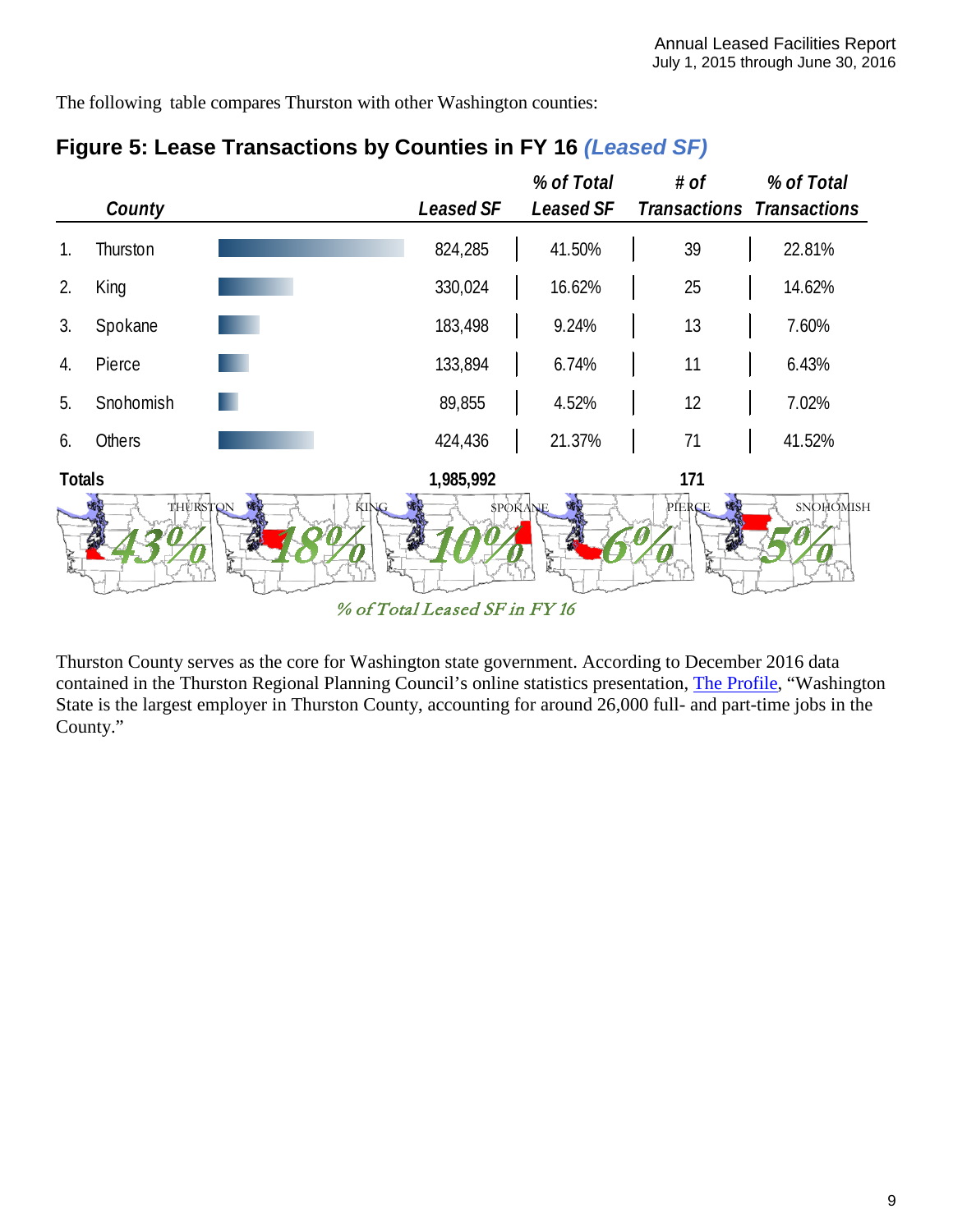The following table compares Thurston with other Washington counties:

## Figure 5: Lease Transactions by Counties in FY 16 *(Leased SF)*

| | County | Leased SF | % of Total Leased SF | # of Transactions | % of Total Transactions |
|---|---|---|---|---|---|
| 1. | Thurston | 824,285 | 41.50% | 39 | 22.81% |
| 2. | King | 330,024 | 16.62% | 25 | 14.62% |
| 3. | Spokane | 183,498 | 9.24% | 13 | 7.60% |
| 4. | Pierce | 133,894 | 6.74% | 11 | 6.43% |
| 5. | Snohomish | 89,855 | 4.52% | 12 | 7.02% |
| 6. | Others | 424,436 | 21.37% | 71 | 41.52% |
| **Totals** | | **1,985,992** | | **171** | |

THURSTON 43% | KING 18% | SPOKANE 10% | PIERCE 6% | SNOHOMISH 5%

*% of Total Leased SF in FY 16*

Thurston County serves as the core for Washington state government. According to December 2016 data contained in the Thurston Regional Planning Council's online statistics presentation, The Profile, "Washington State is the largest employer in Thurston County, accounting for around 26,000 full- and part-time jobs in the County."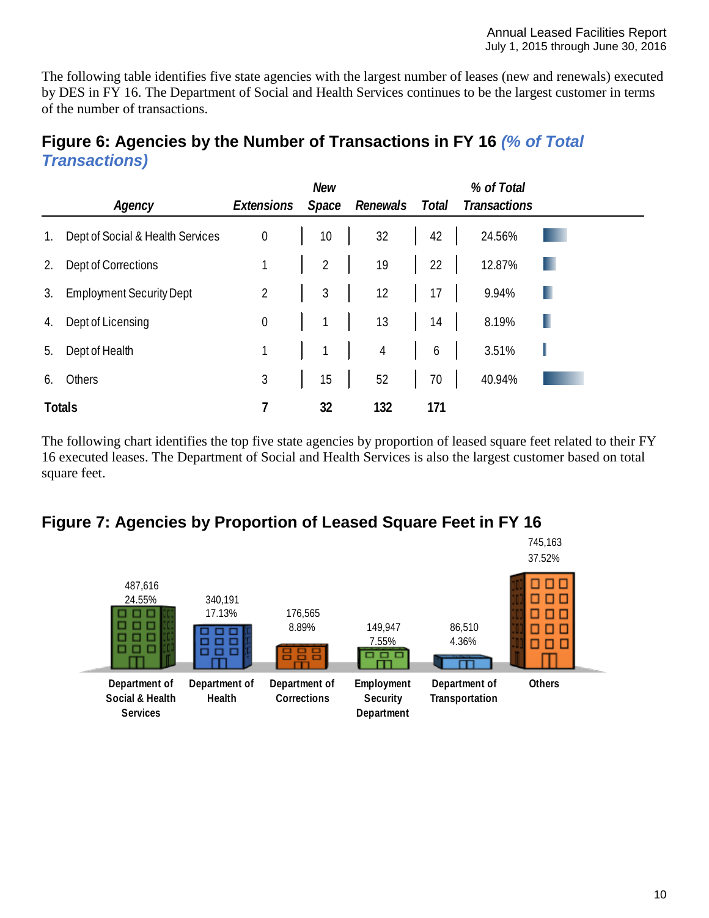The following table identifies five state agencies with the largest number of leases (new and renewals) executed by DES in FY 16. The Department of Social and Health Services continues to be the largest customer in terms of the number of transactions.

## Figure 6: Agencies by the Number of Transactions in FY 16 *(% of Total Transactions)*

| | *Agency* | *Extensions* | *New Space* | *Renewals* | *Total* | *% of Total Transactions* |
|---|---|---|---|---|---|---|
| 1. | Dept of Social & Health Services | 0 | 10 | 32 | 42 | 24.56% |
| 2. | Dept of Corrections | 1 | 2 | 19 | 22 | 12.87% |
| 3. | Employment Security Dept | 2 | 3 | 12 | 17 | 9.94% |
| 4. | Dept of Licensing | 0 | 1 | 13 | 14 | 8.19% |
| 5. | Dept of Health | 1 | 1 | 4 | 6 | 3.51% |
| 6. | Others | 3 | 15 | 52 | 70 | 40.94% |
| **Totals** | | **7** | **32** | **132** | **171** | |

The following chart identifies the top five state agencies by proportion of leased square feet related to their FY 16 executed leases. The Department of Social and Health Services is also the largest customer based on total square feet.

## Figure 7: Agencies by Proportion of Leased Square Feet in FY 16

| Agency | Square Feet | Percent |
|---|---|---|
| Department of Social & Health Services | 487,616 | 24.55% |
| Department of Health | 340,191 | 17.13% |
| Department of Corrections | 176,565 | 8.89% |
| Employment Security Department | 149,947 | 7.55% |
| Department of Transportation | 86,510 | 4.36% |
| Others | 745,163 | 37.52% |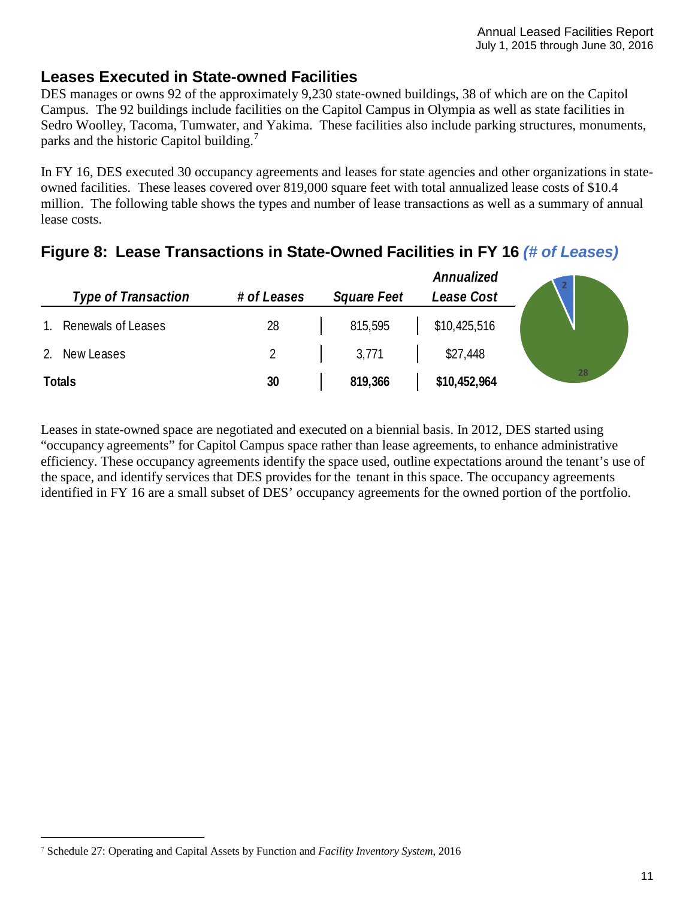## Leases Executed in State-owned Facilities

DES manages or owns 92 of the approximately 9,230 state-owned buildings, 38 of which are on the Capitol Campus. The 92 buildings include facilities on the Capitol Campus in Olympia as well as state facilities in Sedro Woolley, Tacoma, Tumwater, and Yakima. These facilities also include parking structures, monuments, parks and the historic Capitol building.[7]

In FY 16, DES executed 30 occupancy agreements and leases for state agencies and other organizations in state-owned facilities. These leases covered over 819,000 square feet with total annualized lease costs of $10.4 million. The following table shows the types and number of lease transactions as well as a summary of annual lease costs.

## Figure 8: Lease Transactions in State-Owned Facilities in FY 16 *(# of Leases)*

| *Type of Transaction* | *# of Leases* | *Square Feet* | *Annualized Lease Cost* |
|---|---|---|---|
| 1. Renewals of Leases | 28 | 815,595 | $10,425,516 |
| 2. New Leases | 2 | 3,771 | $27,448 |
| **Totals** | **30** | **819,366** | **$10,452,964** |

Leases in state-owned space are negotiated and executed on a biennial basis. In 2012, DES started using "occupancy agreements" for Capitol Campus space rather than lease agreements, to enhance administrative efficiency. These occupancy agreements identify the space used, outline expectations around the tenant's use of the space, and identify services that DES provides for the tenant in this space. The occupancy agreements identified in FY 16 are a small subset of DES' occupancy agreements for the owned portion of the portfolio.

---

[7] Schedule 27: Operating and Capital Assets by Function and *Facility Inventory System,* 2016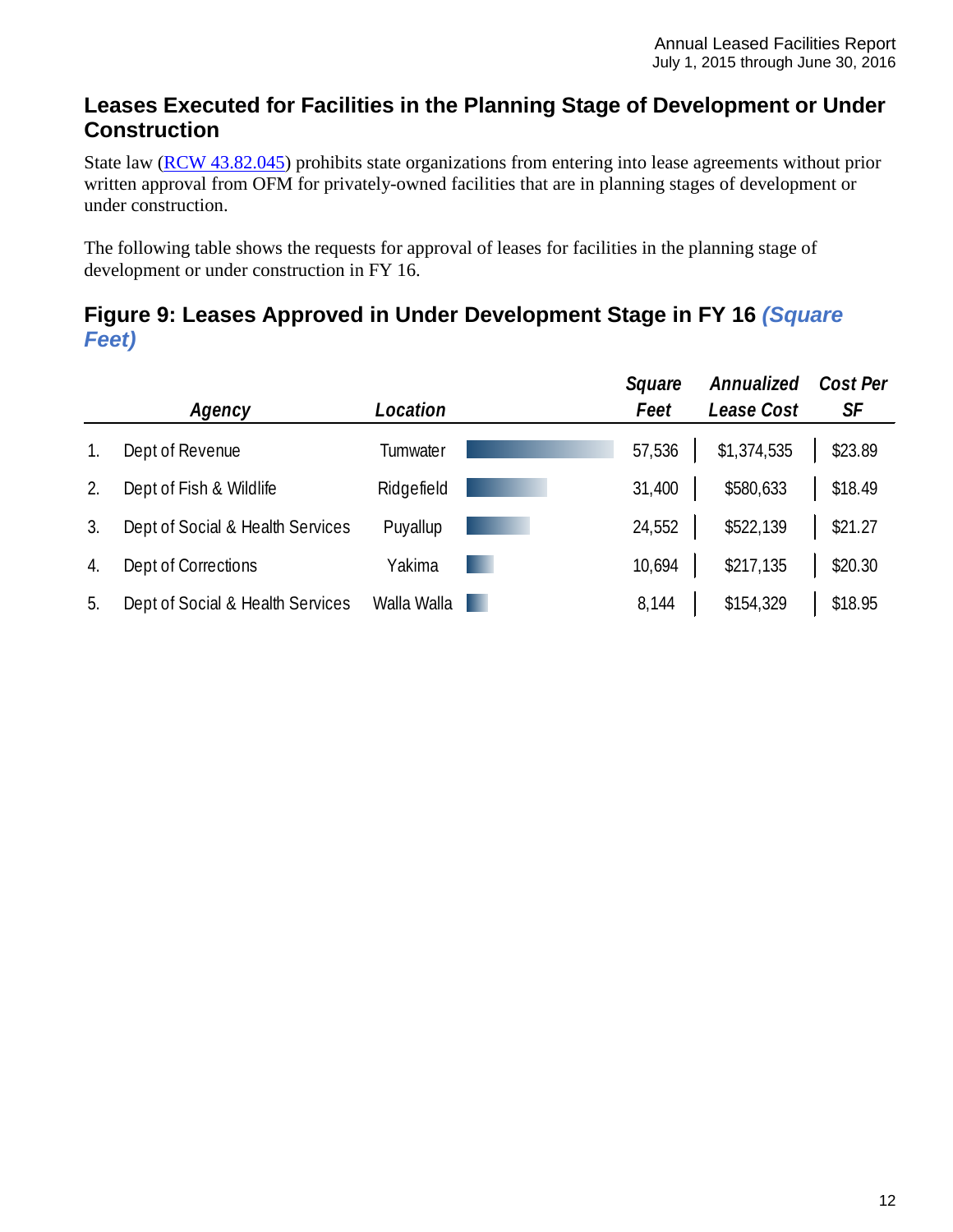## Leases Executed for Facilities in the Planning Stage of Development or Under Construction

State law (RCW 43.82.045) prohibits state organizations from entering into lease agreements without prior written approval from OFM for privately-owned facilities that are in planning stages of development or under construction.

The following table shows the requests for approval of leases for facilities in the planning stage of development or under construction in FY 16.

### Figure 9: Leases Approved in Under Development Stage in FY 16 *(Square Feet)*

| | Agency | Location | Square Feet | Annualized Lease Cost | Cost Per SF |
|---|---|---|---|---|---|
| 1. | Dept of Revenue | Tumwater | 57,536 | $1,374,535 | $23.89 |
| 2. | Dept of Fish & Wildlife | Ridgefield | 31,400 | $580,633 | $18.49 |
| 3. | Dept of Social & Health Services | Puyallup | 24,552 | $522,139 | $21.27 |
| 4. | Dept of Corrections | Yakima | 10,694 | $217,135 | $20.30 |
| 5. | Dept of Social & Health Services | Walla Walla | 8,144 | $154,329 | $18.95 |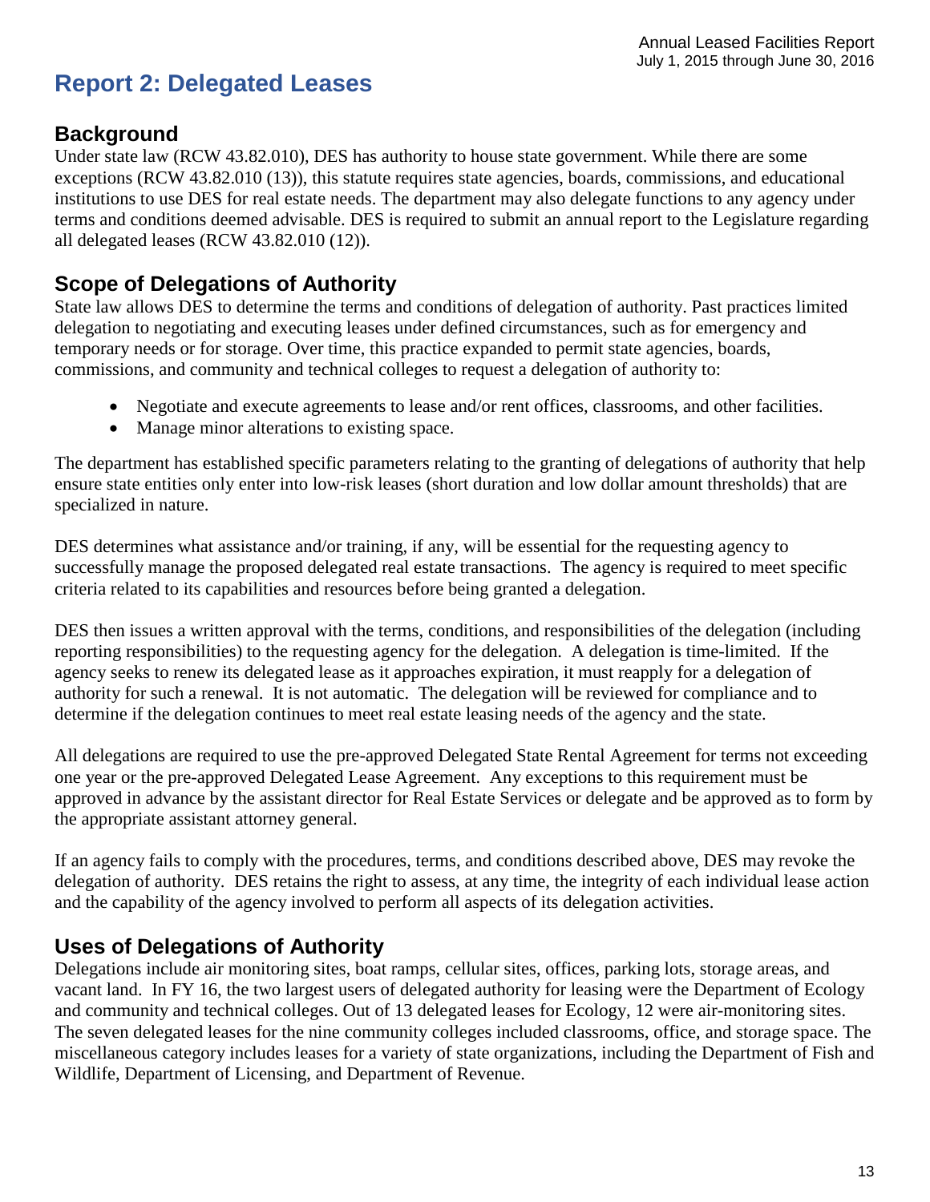# Report 2: Delegated Leases

## Background

Under state law (RCW 43.82.010), DES has authority to house state government. While there are some exceptions (RCW 43.82.010 (13)), this statute requires state agencies, boards, commissions, and educational institutions to use DES for real estate needs. The department may also delegate functions to any agency under terms and conditions deemed advisable. DES is required to submit an annual report to the Legislature regarding all delegated leases (RCW 43.82.010 (12)).

## Scope of Delegations of Authority

State law allows DES to determine the terms and conditions of delegation of authority. Past practices limited delegation to negotiating and executing leases under defined circumstances, such as for emergency and temporary needs or for storage. Over time, this practice expanded to permit state agencies, boards, commissions, and community and technical colleges to request a delegation of authority to:

- Negotiate and execute agreements to lease and/or rent offices, classrooms, and other facilities.
- Manage minor alterations to existing space.

The department has established specific parameters relating to the granting of delegations of authority that help ensure state entities only enter into low-risk leases (short duration and low dollar amount thresholds) that are specialized in nature.

DES determines what assistance and/or training, if any, will be essential for the requesting agency to successfully manage the proposed delegated real estate transactions. The agency is required to meet specific criteria related to its capabilities and resources before being granted a delegation.

DES then issues a written approval with the terms, conditions, and responsibilities of the delegation (including reporting responsibilities) to the requesting agency for the delegation. A delegation is time-limited. If the agency seeks to renew its delegated lease as it approaches expiration, it must reapply for a delegation of authority for such a renewal. It is not automatic. The delegation will be reviewed for compliance and to determine if the delegation continues to meet real estate leasing needs of the agency and the state.

All delegations are required to use the pre-approved Delegated State Rental Agreement for terms not exceeding one year or the pre-approved Delegated Lease Agreement. Any exceptions to this requirement must be approved in advance by the assistant director for Real Estate Services or delegate and be approved as to form by the appropriate assistant attorney general.

If an agency fails to comply with the procedures, terms, and conditions described above, DES may revoke the delegation of authority. DES retains the right to assess, at any time, the integrity of each individual lease action and the capability of the agency involved to perform all aspects of its delegation activities.

## Uses of Delegations of Authority

Delegations include air monitoring sites, boat ramps, cellular sites, offices, parking lots, storage areas, and vacant land. In FY 16, the two largest users of delegated authority for leasing were the Department of Ecology and community and technical colleges. Out of 13 delegated leases for Ecology, 12 were air-monitoring sites. The seven delegated leases for the nine community colleges included classrooms, office, and storage space. The miscellaneous category includes leases for a variety of state organizations, including the Department of Fish and Wildlife, Department of Licensing, and Department of Revenue.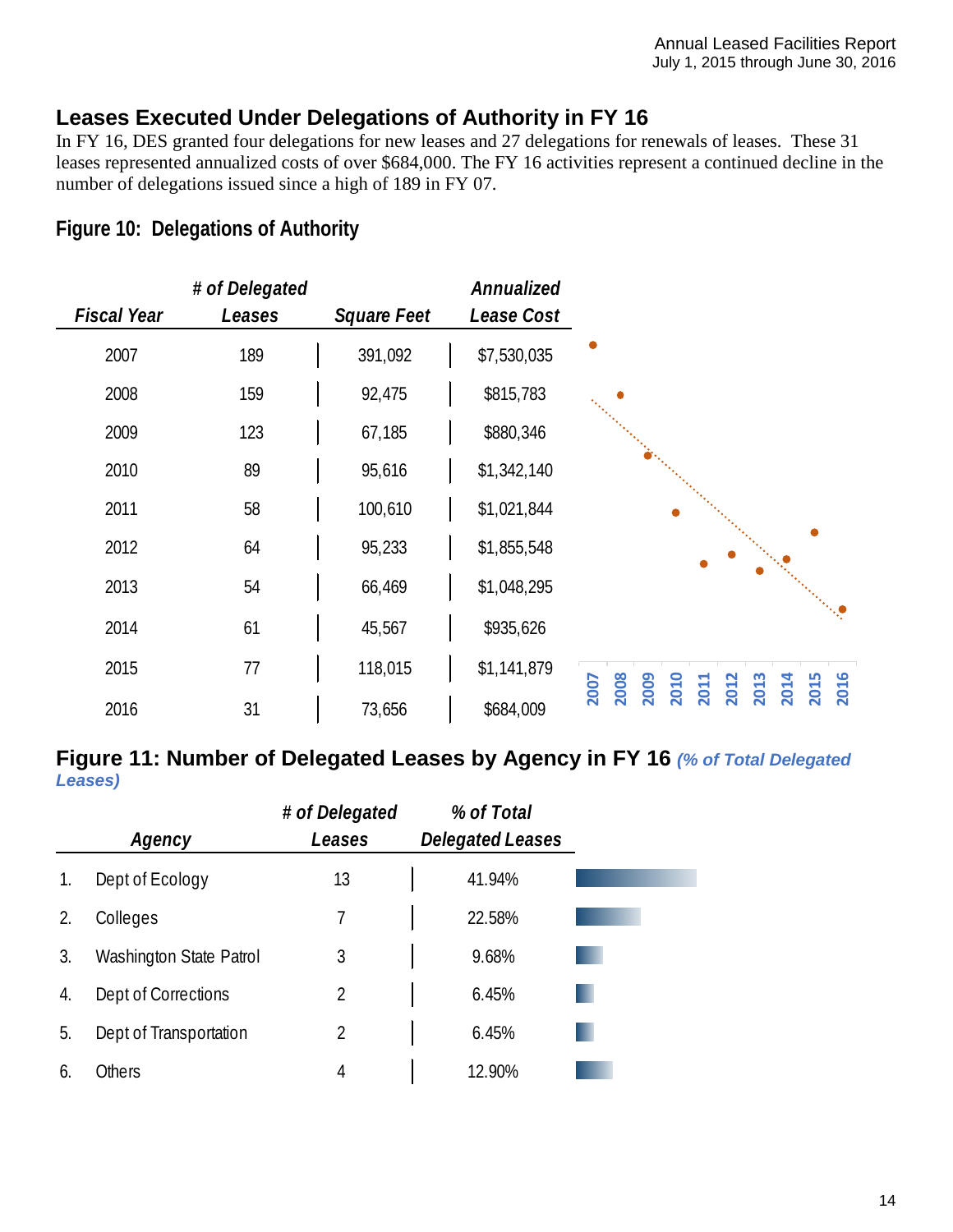## Leases Executed Under Delegations of Authority in FY 16

In FY 16, DES granted four delegations for new leases and 27 delegations for renewals of leases. These 31 leases represented annualized costs of over $684,000. The FY 16 activities represent a continued decline in the number of delegations issued since a high of 189 in FY 07.

### Figure 10: Delegations of Authority

| *Fiscal Year* | *# of Delegated Leases* | *Square Feet* | *Annualized Lease Cost* |
|---|---|---|---|
| 2007 | 189 | 391,092 | $7,530,035 |
| 2008 | 159 | 92,475 | $815,783 |
| 2009 | 123 | 67,185 | $880,346 |
| 2010 | 89 | 95,616 | $1,342,140 |
| 2011 | 58 | 100,610 | $1,021,844 |
| 2012 | 64 | 95,233 | $1,855,548 |
| 2013 | 54 | 66,469 | $1,048,295 |
| 2014 | 61 | 45,567 | $935,626 |
| 2015 | 77 | 118,015 | $1,141,879 |
| 2016 | 31 | 73,656 | $684,009 |

### Figure 11: Number of Delegated Leases by Agency in FY 16 *(% of Total Delegated Leases)*

| | *Agency* | *# of Delegated Leases* | *% of Total Delegated Leases* |
|---|---|---|---|
| 1. | Dept of Ecology | 13 | 41.94% |
| 2. | Colleges | 7 | 22.58% |
| 3. | Washington State Patrol | 3 | 9.68% |
| 4. | Dept of Corrections | 2 | 6.45% |
| 5. | Dept of Transportation | 2 | 6.45% |
| 6. | Others | 4 | 12.90% |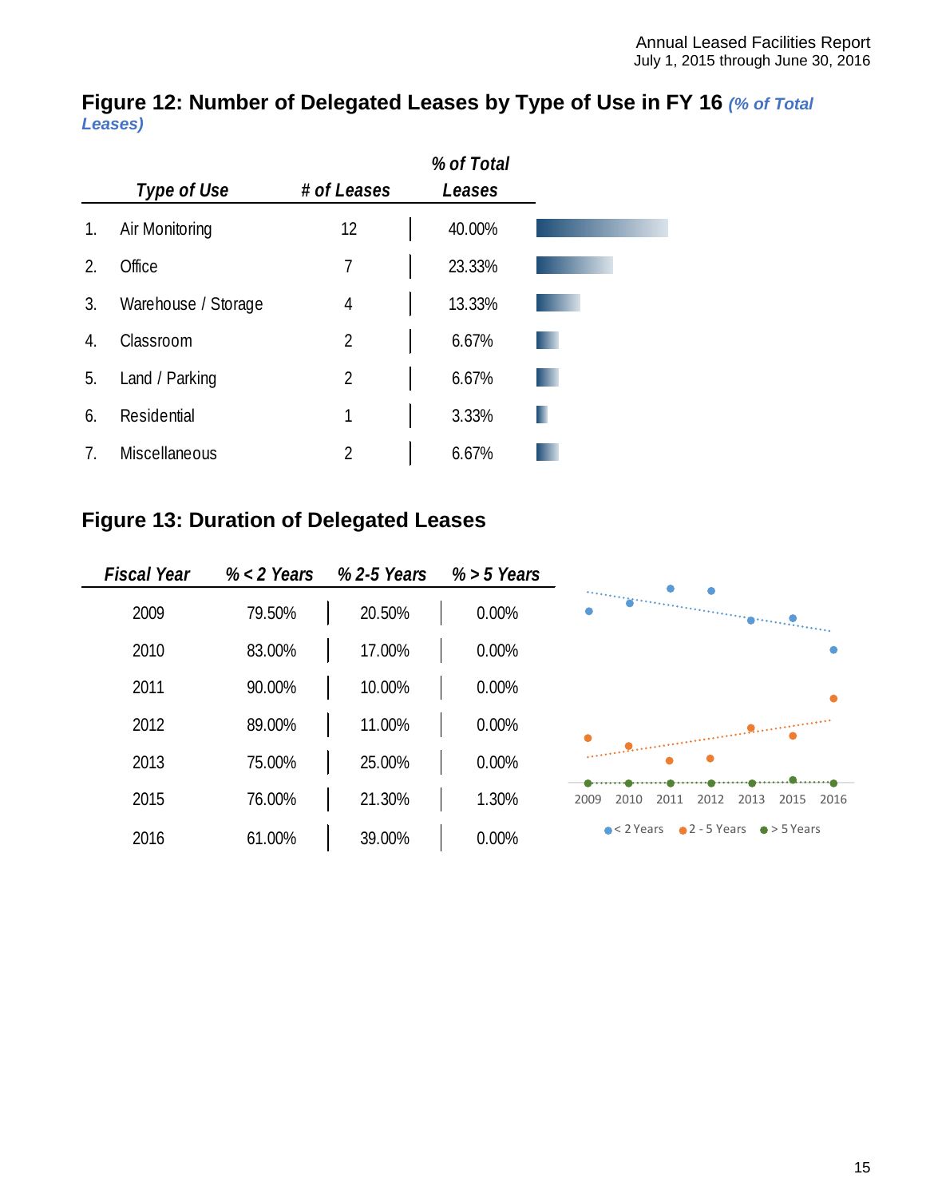## Figure 12: Number of Delegated Leases by Type of Use in FY 16 *(% of Total Leases)*

| | Type of Use | # of Leases | % of Total Leases |
|---|---|---|---|
| 1. | Air Monitoring | 12 | 40.00% |
| 2. | Office | 7 | 23.33% |
| 3. | Warehouse / Storage | 4 | 13.33% |
| 4. | Classroom | 2 | 6.67% |
| 5. | Land / Parking | 2 | 6.67% |
| 6. | Residential | 1 | 3.33% |
| 7. | Miscellaneous | 2 | 6.67% |

## Figure 13: Duration of Delegated Leases

| Fiscal Year | % < 2 Years | % 2-5 Years | % > 5 Years |
|---|---|---|---|
| 2009 | 79.50% | 20.50% | 0.00% |
| 2010 | 83.00% | 17.00% | 0.00% |
| 2011 | 90.00% | 10.00% | 0.00% |
| 2012 | 89.00% | 11.00% | 0.00% |
| 2013 | 75.00% | 25.00% | 0.00% |
| 2015 | 76.00% | 21.30% | 1.30% |
| 2016 | 61.00% | 39.00% | 0.00% |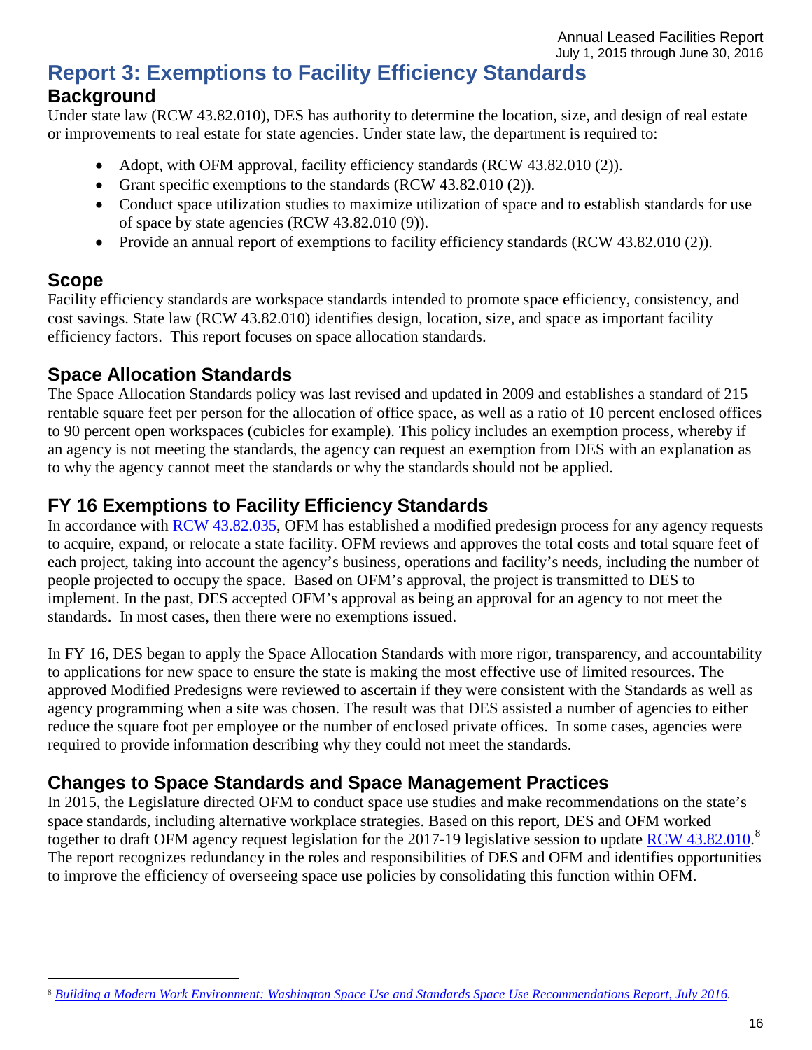# Report 3: Exemptions to Facility Efficiency Standards

## Background

Under state law (RCW 43.82.010), DES has authority to determine the location, size, and design of real estate or improvements to real estate for state agencies. Under state law, the department is required to:

- Adopt, with OFM approval, facility efficiency standards (RCW 43.82.010 (2)).
- Grant specific exemptions to the standards (RCW 43.82.010 (2)).
- Conduct space utilization studies to maximize utilization of space and to establish standards for use of space by state agencies (RCW 43.82.010 (9)).
- Provide an annual report of exemptions to facility efficiency standards (RCW 43.82.010 (2)).

## Scope

Facility efficiency standards are workspace standards intended to promote space efficiency, consistency, and cost savings. State law (RCW 43.82.010) identifies design, location, size, and space as important facility efficiency factors. This report focuses on space allocation standards.

## Space Allocation Standards

The Space Allocation Standards policy was last revised and updated in 2009 and establishes a standard of 215 rentable square feet per person for the allocation of office space, as well as a ratio of 10 percent enclosed offices to 90 percent open workspaces (cubicles for example). This policy includes an exemption process, whereby if an agency is not meeting the standards, the agency can request an exemption from DES with an explanation as to why the agency cannot meet the standards or why the standards should not be applied.

## FY 16 Exemptions to Facility Efficiency Standards

In accordance with RCW 43.82.035, OFM has established a modified predesign process for any agency requests to acquire, expand, or relocate a state facility. OFM reviews and approves the total costs and total square feet of each project, taking into account the agency's business, operations and facility's needs, including the number of people projected to occupy the space. Based on OFM's approval, the project is transmitted to DES to implement. In the past, DES accepted OFM's approval as being an approval for an agency to not meet the standards. In most cases, then there were no exemptions issued.

In FY 16, DES began to apply the Space Allocation Standards with more rigor, transparency, and accountability to applications for new space to ensure the state is making the most effective use of limited resources. The approved Modified Predesigns were reviewed to ascertain if they were consistent with the Standards as well as agency programming when a site was chosen. The result was that DES assisted a number of agencies to either reduce the square foot per employee or the number of enclosed private offices. In some cases, agencies were required to provide information describing why they could not meet the standards.

## Changes to Space Standards and Space Management Practices

In 2015, the Legislature directed OFM to conduct space use studies and make recommendations on the state's space standards, including alternative workplace strategies. Based on this report, DES and OFM worked together to draft OFM agency request legislation for the 2017-19 legislative session to update RCW 43.82.010.[8] The report recognizes redundancy in the roles and responsibilities of DES and OFM and identifies opportunities to improve the efficiency of overseeing space use policies by consolidating this function within OFM.

[8] *Building a Modern Work Environment: Washington Space Use and Standards Space Use Recommendations Report, July 2016.*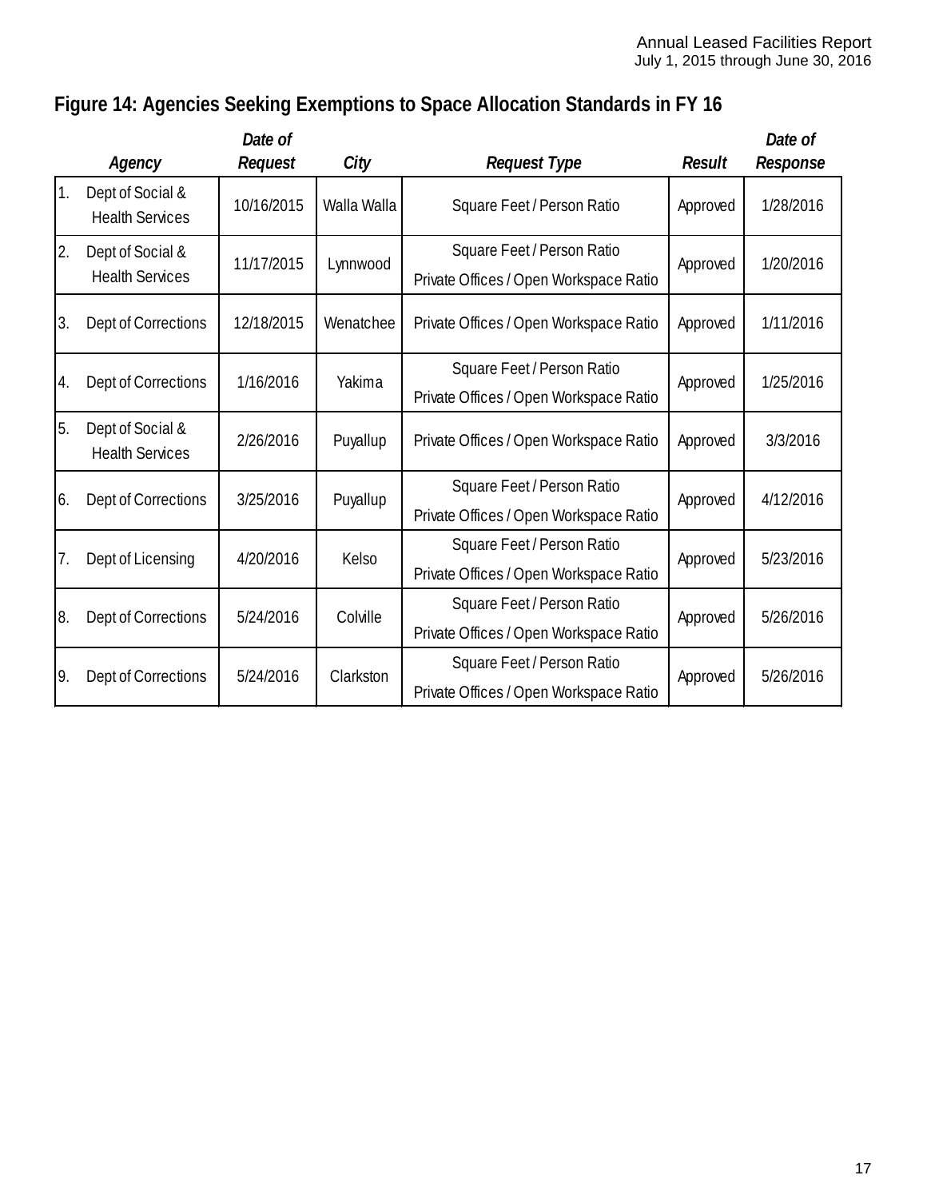## Figure 14: Agencies Seeking Exemptions to Space Allocation Standards in FY 16

| | *Agency* | *Date of Request* | *City* | *Request Type* | *Result* | *Date of Response* |
|---|---|---|---|---|---|---|
| 1. | Dept of Social & Health Services | 10/16/2015 | Walla Walla | Square Feet / Person Ratio | Approved | 1/28/2016 |
| 2. | Dept of Social & Health Services | 11/17/2015 | Lynnwood | Square Feet / Person Ratio<br>Private Offices / Open Workspace Ratio | Approved | 1/20/2016 |
| 3. | Dept of Corrections | 12/18/2015 | Wenatchee | Private Offices / Open Workspace Ratio | Approved | 1/11/2016 |
| 4. | Dept of Corrections | 1/16/2016 | Yakima | Square Feet / Person Ratio<br>Private Offices / Open Workspace Ratio | Approved | 1/25/2016 |
| 5. | Dept of Social & Health Services | 2/26/2016 | Puyallup | Private Offices / Open Workspace Ratio | Approved | 3/3/2016 |
| 6. | Dept of Corrections | 3/25/2016 | Puyallup | Square Feet / Person Ratio<br>Private Offices / Open Workspace Ratio | Approved | 4/12/2016 |
| 7. | Dept of Licensing | 4/20/2016 | Kelso | Square Feet / Person Ratio<br>Private Offices / Open Workspace Ratio | Approved | 5/23/2016 |
| 8. | Dept of Corrections | 5/24/2016 | Colville | Square Feet / Person Ratio<br>Private Offices / Open Workspace Ratio | Approved | 5/26/2016 |
| 9. | Dept of Corrections | 5/24/2016 | Clarkston | Square Feet / Person Ratio<br>Private Offices / Open Workspace Ratio | Approved | 5/26/2016 |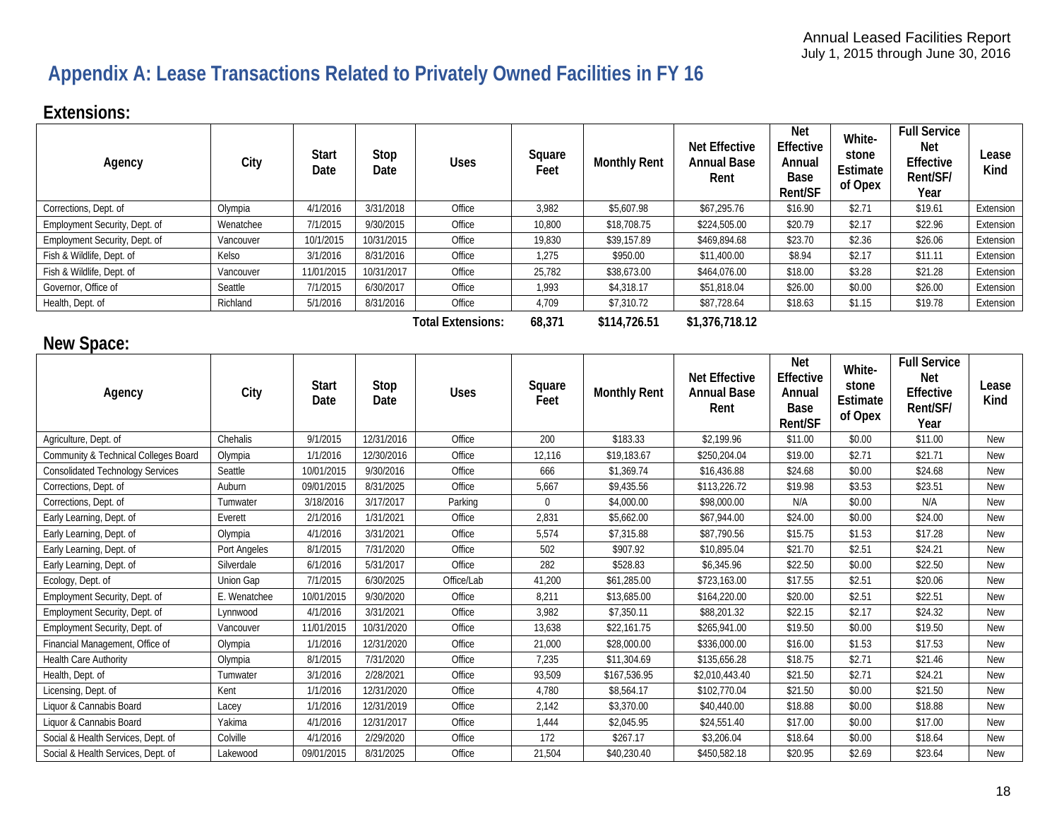# Appendix A: Lease Transactions Related to Privately Owned Facilities in FY 16

## Extensions:

| Agency | City | Start Date | Stop Date | Uses | Square Feet | Monthly Rent | Net Effective Annual Base Rent | Net Effective Annual Base Rent/SF | White-stone Estimate of Opex | Full Service Net Effective Rent/SF/ Year | Lease Kind |
|---|---|---|---|---|---|---|---|---|---|---|---|
| Corrections, Dept. of | Olympia | 4/1/2016 | 3/31/2018 | Office | 3,982 | $5,607.98 | $67,295.76 | $16.90 | $2.71 | $19.61 | Extension |
| Employment Security, Dept. of | Wenatchee | 7/1/2015 | 9/30/2015 | Office | 10,800 | $18,708.75 | $224,505.00 | $20.79 | $2.17 | $22.96 | Extension |
| Employment Security, Dept. of | Vancouver | 10/1/2015 | 10/31/2015 | Office | 19,830 | $39,157.89 | $469,894.68 | $23.70 | $2.36 | $26.06 | Extension |
| Fish & Wildlife, Dept. of | Kelso | 3/1/2016 | 8/31/2016 | Office | 1,275 | $950.00 | $11,400.00 | $8.94 | $2.17 | $11.11 | Extension |
| Fish & Wildlife, Dept. of | Vancouver | 11/01/2015 | 10/31/2017 | Office | 25,782 | $38,673.00 | $464,076.00 | $18.00 | $3.28 | $21.28 | Extension |
| Governor, Office of | Seattle | 7/1/2015 | 6/30/2017 | Office | 1,993 | $4,318.17 | $51,818.04 | $26.00 | $0.00 | $26.00 | Extension |
| Health, Dept. of | Richland | 5/1/2016 | 8/31/2016 | Office | 4,709 | $7,310.72 | $87,728.64 | $18.63 | $1.15 | $19.78 | Extension |
| | | | | **Total Extensions:** | **68,371** | **$114,726.51** | **$1,376,718.12** | | | | |

## New Space:

| Agency | City | Start Date | Stop Date | Uses | Square Feet | Monthly Rent | Net Effective Annual Base Rent | Net Effective Annual Base Rent/SF | White-stone Estimate of Opex | Full Service Net Effective Rent/SF/ Year | Lease Kind |
|---|---|---|---|---|---|---|---|---|---|---|---|
| Agriculture, Dept. of | Chehalis | 9/1/2015 | 12/31/2016 | Office | 200 | $183.33 | $2,199.96 | $11.00 | $0.00 | $11.00 | New |
| Community & Technical Colleges Board | Olympia | 1/1/2016 | 12/30/2016 | Office | 12,116 | $19,183.67 | $250,204.04 | $19.00 | $2.71 | $21.71 | New |
| Consolidated Technology Services | Seattle | 10/01/2015 | 9/30/2016 | Office | 666 | $1,369.74 | $16,436.88 | $24.68 | $0.00 | $24.68 | New |
| Corrections, Dept. of | Auburn | 09/01/2015 | 8/31/2025 | Office | 5,667 | $9,435.56 | $113,226.72 | $19.98 | $3.53 | $23.51 | New |
| Corrections, Dept. of | Tumwater | 3/18/2016 | 3/17/2017 | Parking | 0 | $4,000.00 | $98,000.00 | N/A | $0.00 | N/A | New |
| Early Learning, Dept. of | Everett | 2/1/2016 | 1/31/2021 | Office | 2,831 | $5,662.00 | $67,944.00 | $24.00 | $0.00 | $24.00 | New |
| Early Learning, Dept. of | Olympia | 4/1/2016 | 3/31/2021 | Office | 5,574 | $7,315.88 | $87,790.56 | $15.75 | $1.53 | $17.28 | New |
| Early Learning, Dept. of | Port Angeles | 8/1/2015 | 7/31/2020 | Office | 502 | $907.92 | $10,895.04 | $21.70 | $2.51 | $24.21 | New |
| Early Learning, Dept. of | Silverdale | 6/1/2016 | 5/31/2017 | Office | 282 | $528.83 | $6,345.96 | $22.50 | $0.00 | $22.50 | New |
| Ecology, Dept. of | Union Gap | 7/1/2015 | 6/30/2025 | Office/Lab | 41,200 | $61,285.00 | $723,163.00 | $17.55 | $2.51 | $20.06 | New |
| Employment Security, Dept. of | E. Wenatchee | 10/01/2015 | 9/30/2020 | Office | 8,211 | $13,685.00 | $164,220.00 | $20.00 | $2.51 | $22.51 | New |
| Employment Security, Dept. of | Lynnwood | 4/1/2016 | 3/31/2021 | Office | 3,982 | $7,350.11 | $88,201.32 | $22.15 | $2.17 | $24.32 | New |
| Employment Security, Dept. of | Vancouver | 11/01/2015 | 10/31/2020 | Office | 13,638 | $22,161.75 | $265,941.00 | $19.50 | $0.00 | $19.50 | New |
| Financial Management, Office of | Olympia | 1/1/2016 | 12/31/2020 | Office | 21,000 | $28,000.00 | $336,000.00 | $16.00 | $1.53 | $17.53 | New |
| Health Care Authority | Olympia | 8/1/2015 | 7/31/2020 | Office | 7,235 | $11,304.69 | $135,656.28 | $18.75 | $2.71 | $21.46 | New |
| Health, Dept. of | Tumwater | 3/1/2016 | 2/28/2021 | Office | 93,509 | $167,536.95 | $2,010,443.40 | $21.50 | $2.71 | $24.21 | New |
| Licensing, Dept. of | Kent | 1/1/2016 | 12/31/2020 | Office | 4,780 | $8,564.17 | $102,770.04 | $21.50 | $0.00 | $21.50 | New |
| Liquor & Cannabis Board | Lacey | 1/1/2016 | 12/31/2019 | Office | 2,142 | $3,370.00 | $40,440.00 | $18.88 | $0.00 | $18.88 | New |
| Liquor & Cannabis Board | Yakima | 4/1/2016 | 12/31/2017 | Office | 1,444 | $2,045.95 | $24,551.40 | $17.00 | $0.00 | $17.00 | New |
| Social & Health Services, Dept. of | Colville | 4/1/2016 | 2/29/2020 | Office | 172 | $267.17 | $3,206.04 | $18.64 | $0.00 | $18.64 | New |
| Social & Health Services, Dept. of | Lakewood | 09/01/2015 | 8/31/2025 | Office | 21,504 | $40,230.40 | $450,582.18 | $20.95 | $2.69 | $23.64 | New |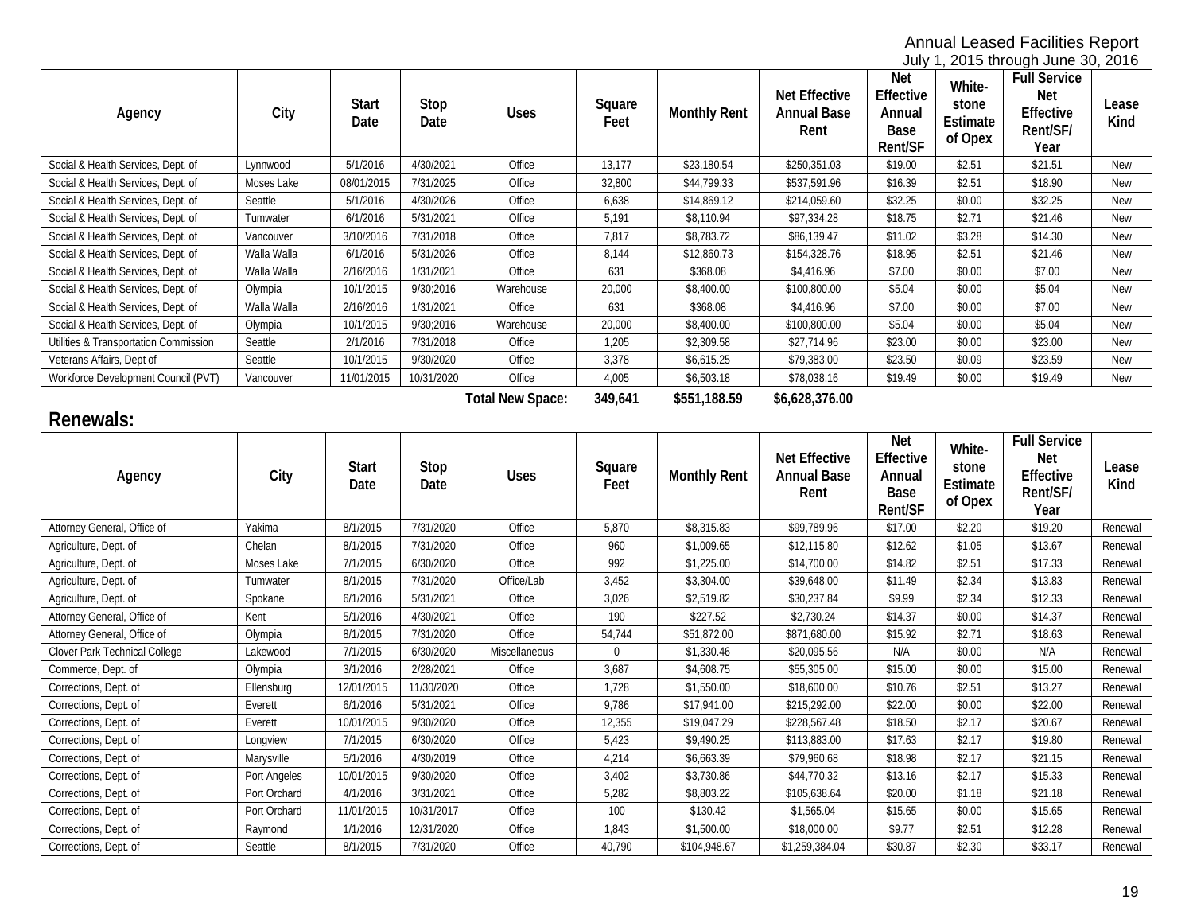Annual Leased Facilities Report
July 1, 2015 through June 30, 2016

| Agency | City | Start Date | Stop Date | Uses | Square Feet | Monthly Rent | Net Effective Annual Base Rent | Net Effective Annual Base Rent/SF | Whitestone Estimate of Opex | Full Service Net Effective Rent/SF/ Year | Lease Kind |
|---|---|---|---|---|---|---|---|---|---|---|---|
| Social & Health Services, Dept. of | Lynnwood | 5/1/2016 | 4/30/2021 | Office | 13,177 | $23,180.54 | $250,351.03 | $19.00 | $2.51 | $21.51 | New |
| Social & Health Services, Dept. of | Moses Lake | 08/01/2015 | 7/31/2025 | Office | 32,800 | $44,799.33 | $537,591.96 | $16.39 | $2.51 | $18.90 | New |
| Social & Health Services, Dept. of | Seattle | 5/1/2016 | 4/30/2026 | Office | 6,638 | $14,869.12 | $214,059.60 | $32.25 | $0.00 | $32.25 | New |
| Social & Health Services, Dept. of | Tumwater | 6/1/2016 | 5/31/2021 | Office | 5,191 | $8,110.94 | $97,334.28 | $18.75 | $2.71 | $21.46 | New |
| Social & Health Services, Dept. of | Vancouver | 3/10/2016 | 7/31/2018 | Office | 7,817 | $8,783.72 | $86,139.47 | $11.02 | $3.28 | $14.30 | New |
| Social & Health Services, Dept. of | Walla Walla | 6/1/2016 | 5/31/2026 | Office | 8,144 | $12,860.73 | $154,328.76 | $18.95 | $2.51 | $21.46 | New |
| Social & Health Services, Dept. of | Walla Walla | 2/16/2016 | 1/31/2021 | Office | 631 | $368.08 | $4,416.96 | $7.00 | $0.00 | $7.00 | New |
| Social & Health Services, Dept. of | Olympia | 10/1/2015 | 9/30;2016 | Warehouse | 20,000 | $8,400.00 | $100,800.00 | $5.04 | $0.00 | $5.04 | New |
| Social & Health Services, Dept. of | Walla Walla | 2/16/2016 | 1/31/2021 | Office | 631 | $368.08 | $4,416.96 | $7.00 | $0.00 | $7.00 | New |
| Social & Health Services, Dept. of | Olympia | 10/1/2015 | 9/30;2016 | Warehouse | 20,000 | $8,400.00 | $100,800.00 | $5.04 | $0.00 | $5.04 | New |
| Utilities & Transportation Commission | Seattle | 2/1/2016 | 7/31/2018 | Office | 1,205 | $2,309.58 | $27,714.96 | $23.00 | $0.00 | $23.00 | New |
| Veterans Affairs, Dept of | Seattle | 10/1/2015 | 9/30/2020 | Office | 3,378 | $6,615.25 | $79,383.00 | $23.50 | $0.09 | $23.59 | New |
| Workforce Development Council (PVT) | Vancouver | 11/01/2015 | 10/31/2020 | Office | 4,005 | $6,503.18 | $78,038.16 | $19.49 | $0.00 | $19.49 | New |
| | | | | **Total New Space:** | **349,641** | **$551,188.59** | **$6,628,376.00** | | | | |

## Renewals:

| Agency | City | Start Date | Stop Date | Uses | Square Feet | Monthly Rent | Net Effective Annual Base Rent | Net Effective Annual Base Rent/SF | Whitestone Estimate of Opex | Full Service Net Effective Rent/SF/ Year | Lease Kind |
|---|---|---|---|---|---|---|---|---|---|---|---|
| Attorney General, Office of | Yakima | 8/1/2015 | 7/31/2020 | Office | 5,870 | $8,315.83 | $99,789.96 | $17.00 | $2.20 | $19.20 | Renewal |
| Agriculture, Dept. of | Chelan | 8/1/2015 | 7/31/2020 | Office | 960 | $1,009.65 | $12,115.80 | $12.62 | $1.05 | $13.67 | Renewal |
| Agriculture, Dept. of | Moses Lake | 7/1/2015 | 6/30/2020 | Office | 992 | $1,225.00 | $14,700.00 | $14.82 | $2.51 | $17.33 | Renewal |
| Agriculture, Dept. of | Tumwater | 8/1/2015 | 7/31/2020 | Office/Lab | 3,452 | $3,304.00 | $39,648.00 | $11.49 | $2.34 | $13.83 | Renewal |
| Agriculture, Dept. of | Spokane | 6/1/2016 | 5/31/2021 | Office | 3,026 | $2,519.82 | $30,237.84 | $9.99 | $2.34 | $12.33 | Renewal |
| Attorney General, Office of | Kent | 5/1/2016 | 4/30/2021 | Office | 190 | $227.52 | $2,730.24 | $14.37 | $0.00 | $14.37 | Renewal |
| Attorney General, Office of | Olympia | 8/1/2015 | 7/31/2020 | Office | 54,744 | $51,872.00 | $871,680.00 | $15.92 | $2.71 | $18.63 | Renewal |
| Clover Park Technical College | Lakewood | 7/1/2015 | 6/30/2020 | Miscellaneous | 0 | $1,330.46 | $20,095.56 | N/A | $0.00 | N/A | Renewal |
| Commerce, Dept. of | Olympia | 3/1/2016 | 2/28/2021 | Office | 3,687 | $4,608.75 | $55,305.00 | $15.00 | $0.00 | $15.00 | Renewal |
| Corrections, Dept. of | Ellensburg | 12/01/2015 | 11/30/2020 | Office | 1,728 | $1,550.00 | $18,600.00 | $10.76 | $2.51 | $13.27 | Renewal |
| Corrections, Dept. of | Everett | 6/1/2016 | 5/31/2021 | Office | 9,786 | $17,941.00 | $215,292.00 | $22.00 | $0.00 | $22.00 | Renewal |
| Corrections, Dept. of | Everett | 10/01/2015 | 9/30/2020 | Office | 12,355 | $19,047.29 | $228,567.48 | $18.50 | $2.17 | $20.67 | Renewal |
| Corrections, Dept. of | Longview | 7/1/2015 | 6/30/2020 | Office | 5,423 | $9,490.25 | $113,883.00 | $17.63 | $2.17 | $19.80 | Renewal |
| Corrections, Dept. of | Marysville | 5/1/2016 | 4/30/2019 | Office | 4,214 | $6,663.39 | $79,960.68 | $18.98 | $2.17 | $21.15 | Renewal |
| Corrections, Dept. of | Port Angeles | 10/01/2015 | 9/30/2020 | Office | 3,402 | $3,730.86 | $44,770.32 | $13.16 | $2.17 | $15.33 | Renewal |
| Corrections, Dept. of | Port Orchard | 4/1/2016 | 3/31/2021 | Office | 5,282 | $8,803.22 | $105,638.64 | $20.00 | $1.18 | $21.18 | Renewal |
| Corrections, Dept. of | Port Orchard | 11/01/2015 | 10/31/2017 | Office | 100 | $130.42 | $1,565.04 | $15.65 | $0.00 | $15.65 | Renewal |
| Corrections, Dept. of | Raymond | 1/1/2016 | 12/31/2020 | Office | 1,843 | $1,500.00 | $18,000.00 | $9.77 | $2.51 | $12.28 | Renewal |
| Corrections, Dept. of | Seattle | 8/1/2015 | 7/31/2020 | Office | 40,790 | $104,948.67 | $1,259,384.04 | $30.87 | $2.30 | $33.17 | Renewal |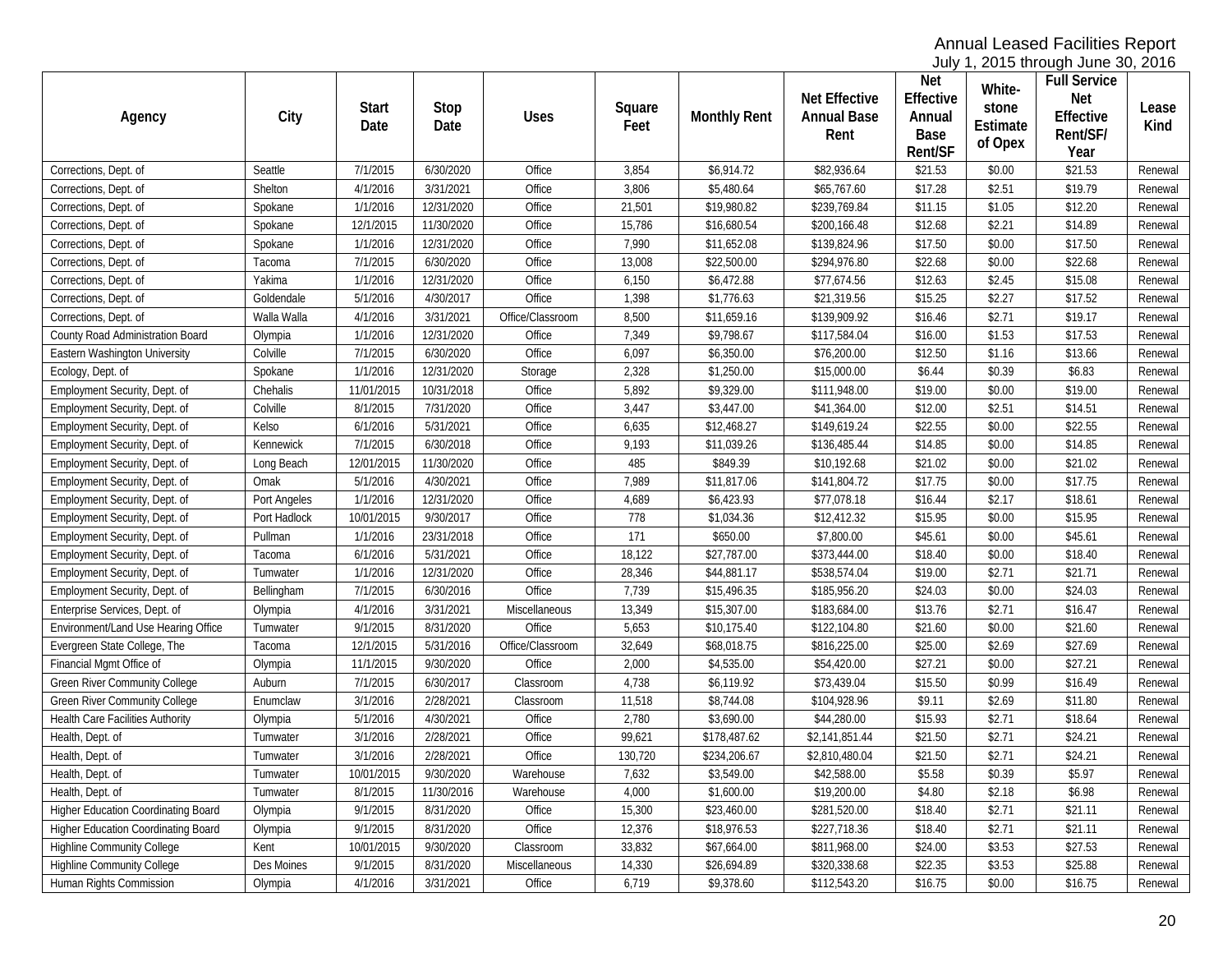Annual Leased Facilities Report
July 1, 2015 through June 30, 2016

| Agency | City | Start Date | Stop Date | Uses | Square Feet | Monthly Rent | Net Effective Annual Base Rent | Net Effective Annual Base Rent/SF | White-stone Estimate of Opex | Full Service Net Effective Rent/SF/ Year | Lease Kind |
|---|---|---|---|---|---|---|---|---|---|---|---|
| Corrections, Dept. of | Seattle | 7/1/2015 | 6/30/2020 | Office | 3,854 | $6,914.72 | $82,936.64 | $21.53 | $0.00 | $21.53 | Renewal |
| Corrections, Dept. of | Shelton | 4/1/2016 | 3/31/2021 | Office | 3,806 | $5,480.64 | $65,767.60 | $17.28 | $2.51 | $19.79 | Renewal |
| Corrections, Dept. of | Spokane | 1/1/2016 | 12/31/2020 | Office | 21,501 | $19,980.82 | $239,769.84 | $11.15 | $1.05 | $12.20 | Renewal |
| Corrections, Dept. of | Spokane | 12/1/2015 | 11/30/2020 | Office | 15,786 | $16,680.54 | $200,166.48 | $12.68 | $2.21 | $14.89 | Renewal |
| Corrections, Dept. of | Spokane | 1/1/2016 | 12/31/2020 | Office | 7,990 | $11,652.08 | $139,824.96 | $17.50 | $0.00 | $17.50 | Renewal |
| Corrections, Dept. of | Tacoma | 7/1/2015 | 6/30/2020 | Office | 13,008 | $22,500.00 | $294,976.80 | $22.68 | $0.00 | $22.68 | Renewal |
| Corrections, Dept. of | Yakima | 1/1/2016 | 12/31/2020 | Office | 6,150 | $6,472.88 | $77,674.56 | $12.63 | $2.45 | $15.08 | Renewal |
| Corrections, Dept. of | Goldendale | 5/1/2016 | 4/30/2017 | Office | 1,398 | $1,776.63 | $21,319.56 | $15.25 | $2.27 | $17.52 | Renewal |
| Corrections, Dept. of | Walla Walla | 4/1/2016 | 3/31/2021 | Office/Classroom | 8,500 | $11,659.16 | $139,909.92 | $16.46 | $2.71 | $19.17 | Renewal |
| County Road Administration Board | Olympia | 1/1/2016 | 12/31/2020 | Office | 7,349 | $9,798.67 | $117,584.04 | $16.00 | $1.53 | $17.53 | Renewal |
| Eastern Washington University | Colville | 7/1/2015 | 6/30/2020 | Office | 6,097 | $6,350.00 | $76,200.00 | $12.50 | $1.16 | $13.66 | Renewal |
| Ecology, Dept. of | Spokane | 1/1/2016 | 12/31/2020 | Storage | 2,328 | $1,250.00 | $15,000.00 | $6.44 | $0.39 | $6.83 | Renewal |
| Employment Security, Dept. of | Chehalis | 11/01/2015 | 10/31/2018 | Office | 5,892 | $9,329.00 | $111,948.00 | $19.00 | $0.00 | $19.00 | Renewal |
| Employment Security, Dept. of | Colville | 8/1/2015 | 7/31/2020 | Office | 3,447 | $3,447.00 | $41,364.00 | $12.00 | $2.51 | $14.51 | Renewal |
| Employment Security, Dept. of | Kelso | 6/1/2016 | 5/31/2021 | Office | 6,635 | $12,468.27 | $149,619.24 | $22.55 | $0.00 | $22.55 | Renewal |
| Employment Security, Dept. of | Kennewick | 7/1/2015 | 6/30/2018 | Office | 9,193 | $11,039.26 | $136,485.44 | $14.85 | $0.00 | $14.85 | Renewal |
| Employment Security, Dept. of | Long Beach | 12/01/2015 | 11/30/2020 | Office | 485 | $849.39 | $10,192.68 | $21.02 | $0.00 | $21.02 | Renewal |
| Employment Security, Dept. of | Omak | 5/1/2016 | 4/30/2021 | Office | 7,989 | $11,817.06 | $141,804.72 | $17.75 | $0.00 | $17.75 | Renewal |
| Employment Security, Dept. of | Port Angeles | 1/1/2016 | 12/31/2020 | Office | 4,689 | $6,423.93 | $77,078.18 | $16.44 | $2.17 | $18.61 | Renewal |
| Employment Security, Dept. of | Port Hadlock | 10/01/2015 | 9/30/2017 | Office | 778 | $1,034.36 | $12,412.32 | $15.95 | $0.00 | $15.95 | Renewal |
| Employment Security, Dept. of | Pullman | 1/1/2016 | 23/31/2018 | Office | 171 | $650.00 | $7,800.00 | $45.61 | $0.00 | $45.61 | Renewal |
| Employment Security, Dept. of | Tacoma | 6/1/2016 | 5/31/2021 | Office | 18,122 | $27,787.00 | $373,444.00 | $18.40 | $0.00 | $18.40 | Renewal |
| Employment Security, Dept. of | Tumwater | 1/1/2016 | 12/31/2020 | Office | 28,346 | $44,881.17 | $538,574.04 | $19.00 | $2.71 | $21.71 | Renewal |
| Employment Security, Dept. of | Bellingham | 7/1/2015 | 6/30/2016 | Office | 7,739 | $15,496.35 | $185,956.20 | $24.03 | $0.00 | $24.03 | Renewal |
| Enterprise Services, Dept. of | Olympia | 4/1/2016 | 3/31/2021 | Miscellaneous | 13,349 | $15,307.00 | $183,684.00 | $13.76 | $2.71 | $16.47 | Renewal |
| Environment/Land Use Hearing Office | Tumwater | 9/1/2015 | 8/31/2020 | Office | 5,653 | $10,175.40 | $122,104.80 | $21.60 | $0.00 | $21.60 | Renewal |
| Evergreen State College, The | Tacoma | 12/1/2015 | 5/31/2016 | Office/Classroom | 32,649 | $68,018.75 | $816,225.00 | $25.00 | $2.69 | $27.69 | Renewal |
| Financial Mgmt Office of | Olympia | 11/1/2015 | 9/30/2020 | Office | 2,000 | $4,535.00 | $54,420.00 | $27.21 | $0.00 | $27.21 | Renewal |
| Green River Community College | Auburn | 7/1/2015 | 6/30/2017 | Classroom | 4,738 | $6,119.92 | $73,439.04 | $15.50 | $0.99 | $16.49 | Renewal |
| Green River Community College | Enumclaw | 3/1/2016 | 2/28/2021 | Classroom | 11,518 | $8,744.08 | $104,928.96 | $9.11 | $2.69 | $11.80 | Renewal |
| Health Care Facilities Authority | Olympia | 5/1/2016 | 4/30/2021 | Office | 2,780 | $3,690.00 | $44,280.00 | $15.93 | $2.71 | $18.64 | Renewal |
| Health, Dept. of | Tumwater | 3/1/2016 | 2/28/2021 | Office | 99,621 | $178,487.62 | $2,141,851.44 | $21.50 | $2.71 | $24.21 | Renewal |
| Health, Dept. of | Tumwater | 3/1/2016 | 2/28/2021 | Office | 130,720 | $234,206.67 | $2,810,480.04 | $21.50 | $2.71 | $24.21 | Renewal |
| Health, Dept. of | Tumwater | 10/01/2015 | 9/30/2020 | Warehouse | 7,632 | $3,549.00 | $42,588.00 | $5.58 | $0.39 | $5.97 | Renewal |
| Health, Dept. of | Tumwater | 8/1/2015 | 11/30/2016 | Warehouse | 4,000 | $1,600.00 | $19,200.00 | $4.80 | $2.18 | $6.98 | Renewal |
| Higher Education Coordinating Board | Olympia | 9/1/2015 | 8/31/2020 | Office | 15,300 | $23,460.00 | $281,520.00 | $18.40 | $2.71 | $21.11 | Renewal |
| Higher Education Coordinating Board | Olympia | 9/1/2015 | 8/31/2020 | Office | 12,376 | $18,976.53 | $227,718.36 | $18.40 | $2.71 | $21.11 | Renewal |
| Highline Community College | Kent | 10/01/2015 | 9/30/2020 | Classroom | 33,832 | $67,664.00 | $811,968.00 | $24.00 | $3.53 | $27.53 | Renewal |
| Highline Community College | Des Moines | 9/1/2015 | 8/31/2020 | Miscellaneous | 14,330 | $26,694.89 | $320,338.68 | $22.35 | $3.53 | $25.88 | Renewal |
| Human Rights Commission | Olympia | 4/1/2016 | 3/31/2021 | Office | 6,719 | $9,378.60 | $112,543.20 | $16.75 | $0.00 | $16.75 | Renewal |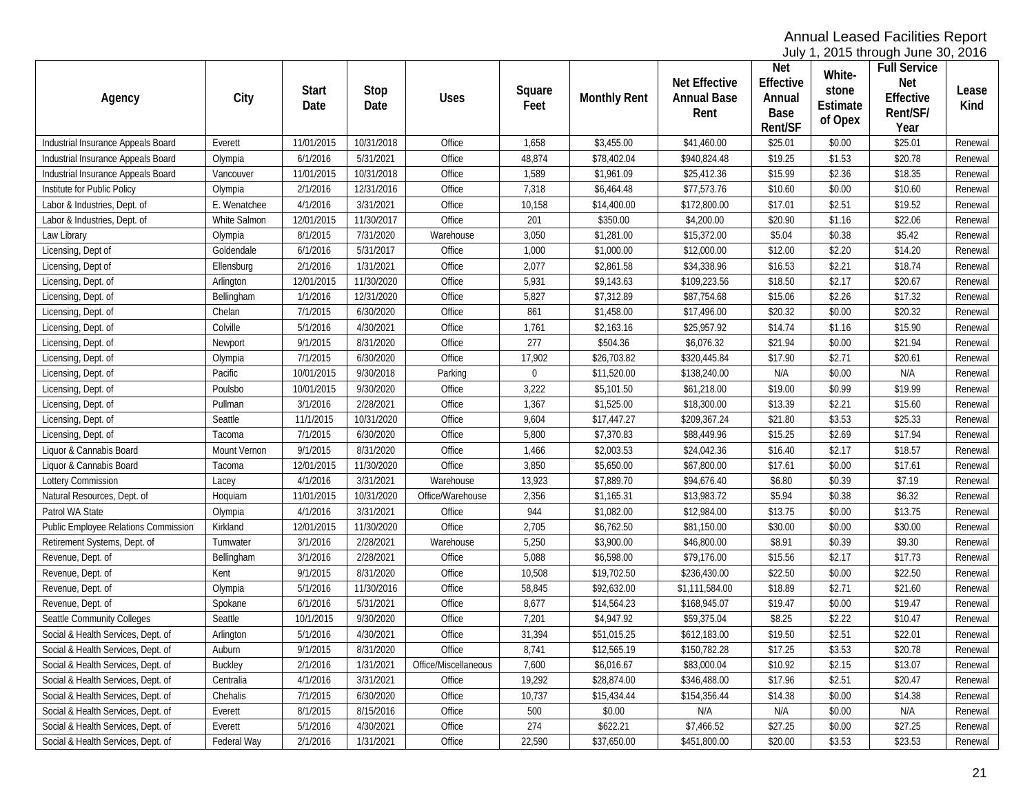Annual Leased Facilities Report
July 1, 2015 through June 30, 2016

| Agency | City | Start Date | Stop Date | Uses | Square Feet | Monthly Rent | Net Effective Annual Base Rent | Net Effective Annual Base Rent/SF | White-stone Estimate of Opex | Full Service Net Effective Rent/SF/ Year | Lease Kind |
|---|---|---|---|---|---|---|---|---|---|---|---|
| Industrial Insurance Appeals Board | Everett | 11/01/2015 | 10/31/2018 | Office | 1,658 | $3,455.00 | $41,460.00 | $25.01 | $0.00 | $25.01 | Renewal |
| Industrial Insurance Appeals Board | Olympia | 6/1/2016 | 5/31/2021 | Office | 48,874 | $78,402.04 | $940,824.48 | $19.25 | $1.53 | $20.78 | Renewal |
| Industrial Insurance Appeals Board | Vancouver | 11/01/2015 | 10/31/2018 | Office | 1,589 | $1,961.09 | $25,412.36 | $15.99 | $2.36 | $18.35 | Renewal |
| Institute for Public Policy | Olympia | 2/1/2016 | 12/31/2016 | Office | 7,318 | $6,464.48 | $77,573.76 | $10.60 | $0.00 | $10.60 | Renewal |
| Labor & Industries, Dept. of | E. Wenatchee | 4/1/2016 | 3/31/2021 | Office | 10,158 | $14,400.00 | $172,800.00 | $17.01 | $2.51 | $19.52 | Renewal |
| Labor & Industries, Dept. of | White Salmon | 12/01/2015 | 11/30/2017 | Office | 201 | $350.00 | $4,200.00 | $20.90 | $1.16 | $22.06 | Renewal |
| Law Library | Olympia | 8/1/2015 | 7/31/2020 | Warehouse | 3,050 | $1,281.00 | $15,372.00 | $5.04 | $0.38 | $5.42 | Renewal |
| Licensing, Dept of | Goldendale | 6/1/2016 | 5/31/2017 | Office | 1,000 | $1,000.00 | $12,000.00 | $12.00 | $2.20 | $14.20 | Renewal |
| Licensing, Dept of | Ellensburg | 2/1/2016 | 1/31/2021 | Office | 2,077 | $2,861.58 | $34,338.96 | $16.53 | $2.21 | $18.74 | Renewal |
| Licensing, Dept. of | Arlington | 12/01/2015 | 11/30/2020 | Office | 5,931 | $9,143.63 | $109,223.56 | $18.50 | $2.17 | $20.67 | Renewal |
| Licensing, Dept. of | Bellingham | 1/1/2016 | 12/31/2020 | Office | 5,827 | $7,312.89 | $87,754.68 | $15.06 | $2.26 | $17.32 | Renewal |
| Licensing, Dept. of | Chelan | 7/1/2015 | 6/30/2020 | Office | 861 | $1,458.00 | $17,496.00 | $20.32 | $0.00 | $20.32 | Renewal |
| Licensing, Dept. of | Colville | 5/1/2016 | 4/30/2021 | Office | 1,761 | $2,163.16 | $25,957.92 | $14.74 | $1.16 | $15.90 | Renewal |
| Licensing, Dept. of | Newport | 9/1/2015 | 8/31/2020 | Office | 277 | $504.36 | $6,076.32 | $21.94 | $0.00 | $21.94 | Renewal |
| Licensing, Dept. of | Olympia | 7/1/2015 | 6/30/2020 | Office | 17,902 | $26,703.82 | $320,445.84 | $17.90 | $2.71 | $20.61 | Renewal |
| Licensing, Dept. of | Pacific | 10/01/2015 | 9/30/2018 | Parking | 0 | $11,520.00 | $138,240.00 | N/A | $0.00 | N/A | Renewal |
| Licensing, Dept. of | Poulsbo | 10/01/2015 | 9/30/2020 | Office | 3,222 | $5,101.50 | $61,218.00 | $19.00 | $0.99 | $19.99 | Renewal |
| Licensing, Dept. of | Pullman | 3/1/2016 | 2/28/2021 | Office | 1,367 | $1,525.00 | $18,300.00 | $13.39 | $2.21 | $15.60 | Renewal |
| Licensing, Dept. of | Seattle | 11/1/2015 | 10/31/2020 | Office | 9,604 | $17,447.27 | $209,367.24 | $21.80 | $3.53 | $25.33 | Renewal |
| Licensing, Dept. of | Tacoma | 7/1/2015 | 6/30/2020 | Office | 5,800 | $7,370.83 | $88,449.96 | $15.25 | $2.69 | $17.94 | Renewal |
| Liquor & Cannabis Board | Mount Vernon | 9/1/2015 | 8/31/2020 | Office | 1,466 | $2,003.53 | $24,042.36 | $16.40 | $2.17 | $18.57 | Renewal |
| Liquor & Cannabis Board | Tacoma | 12/01/2015 | 11/30/2020 | Office | 3,850 | $5,650.00 | $67,800.00 | $17.61 | $0.00 | $17.61 | Renewal |
| Lottery Commission | Lacey | 4/1/2016 | 3/31/2021 | Warehouse | 13,923 | $7,889.70 | $94,676.40 | $6.80 | $0.39 | $7.19 | Renewal |
| Natural Resources, Dept. of | Hoquiam | 11/01/2015 | 10/31/2020 | Office/Warehouse | 2,356 | $1,165.31 | $13,983.72 | $5.94 | $0.38 | $6.32 | Renewal |
| Patrol WA State | Olympia | 4/1/2016 | 3/31/2021 | Office | 944 | $1,082.00 | $12,984.00 | $13.75 | $0.00 | $13.75 | Renewal |
| Public Employee Relations Commission | Kirkland | 12/01/2015 | 11/30/2020 | Office | 2,705 | $6,762.50 | $81,150.00 | $30.00 | $0.00 | $30.00 | Renewal |
| Retirement Systems, Dept. of | Tumwater | 3/1/2016 | 2/28/2021 | Warehouse | 5,250 | $3,900.00 | $46,800.00 | $8.91 | $0.39 | $9.30 | Renewal |
| Revenue, Dept. of | Bellingham | 3/1/2016 | 2/28/2021 | Office | 5,088 | $6,598.00 | $79,176.00 | $15.56 | $2.17 | $17.73 | Renewal |
| Revenue, Dept. of | Kent | 9/1/2015 | 8/31/2020 | Office | 10,508 | $19,702.50 | $236,430.00 | $22.50 | $0.00 | $22.50 | Renewal |
| Revenue, Dept. of | Olympia | 5/1/2016 | 11/30/2016 | Office | 58,845 | $92,632.00 | $1,111,584.00 | $18.89 | $2.71 | $21.60 | Renewal |
| Revenue, Dept. of | Spokane | 6/1/2016 | 5/31/2021 | Office | 8,677 | $14,564.23 | $168,945.07 | $19.47 | $0.00 | $19.47 | Renewal |
| Seattle Community Colleges | Seattle | 10/1/2015 | 9/30/2020 | Office | 7,201 | $4,947.92 | $59,375.04 | $8.25 | $2.22 | $10.47 | Renewal |
| Social & Health Services, Dept. of | Arlington | 5/1/2016 | 4/30/2021 | Office | 31,394 | $51,015.25 | $612,183.00 | $19.50 | $2.51 | $22.01 | Renewal |
| Social & Health Services, Dept. of | Auburn | 9/1/2015 | 8/31/2020 | Office | 8,741 | $12,565.19 | $150,782.28 | $17.25 | $3.53 | $20.78 | Renewal |
| Social & Health Services, Dept. of | Buckley | 2/1/2016 | 1/31/2021 | Office/Miscellaneous | 7,600 | $6,016.67 | $83,000.04 | $10.92 | $2.15 | $13.07 | Renewal |
| Social & Health Services, Dept. of | Centralia | 4/1/2016 | 3/31/2021 | Office | 19,292 | $28,874.00 | $346,488.00 | $17.96 | $2.51 | $20.47 | Renewal |
| Social & Health Services, Dept. of | Chehalis | 7/1/2015 | 6/30/2020 | Office | 10,737 | $15,434.44 | $154,356.44 | $14.38 | $0.00 | $14.38 | Renewal |
| Social & Health Services, Dept. of | Everett | 8/1/2015 | 8/15/2016 | Office | 500 | $0.00 | N/A | N/A | $0.00 | N/A | Renewal |
| Social & Health Services, Dept. of | Everett | 5/1/2016 | 4/30/2021 | Office | 274 | $622.21 | $7,466.52 | $27.25 | $0.00 | $27.25 | Renewal |
| Social & Health Services, Dept. of | Federal Way | 2/1/2016 | 1/31/2021 | Office | 22,590 | $37,650.00 | $451,800.00 | $20.00 | $3.53 | $23.53 | Renewal |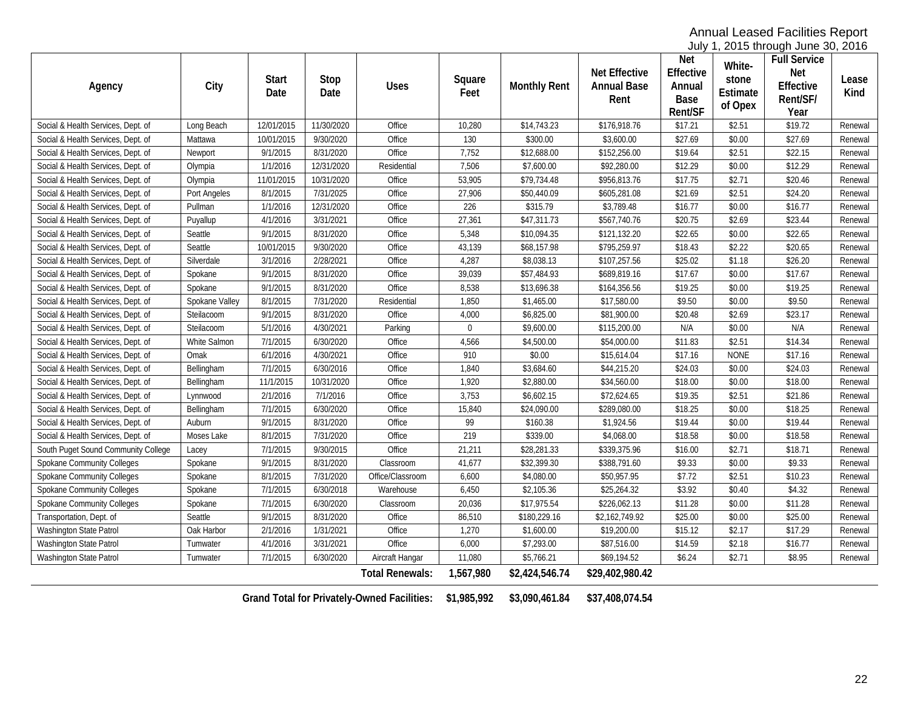Annual Leased Facilities Report
July 1, 2015 through June 30, 2016

| Agency | City | Start Date | Stop Date | Uses | Square Feet | Monthly Rent | Net Effective Annual Base Rent | Net Effective Annual Base Rent/SF | White-stone Estimate of Opex | Full Service Net Effective Rent/SF/ Year | Lease Kind |
|---|---|---|---|---|---|---|---|---|---|---|---|
| Social & Health Services, Dept. of | Long Beach | 12/01/2015 | 11/30/2020 | Office | 10,280 | $14,743.23 | $176,918.76 | $17.21 | $2.51 | $19.72 | Renewal |
| Social & Health Services, Dept. of | Mattawa | 10/01/2015 | 9/30/2020 | Office | 130 | $300.00 | $3,600.00 | $27.69 | $0.00 | $27.69 | Renewal |
| Social & Health Services, Dept. of | Newport | 9/1/2015 | 8/31/2020 | Office | 7,752 | $12,688.00 | $152,256.00 | $19.64 | $2.51 | $22.15 | Renewal |
| Social & Health Services, Dept. of | Olympia | 1/1/2016 | 12/31/2020 | Residential | 7,506 | $7,600.00 | $92,280.00 | $12.29 | $0.00 | $12.29 | Renewal |
| Social & Health Services, Dept. of | Olympia | 11/01/2015 | 10/31/2020 | Office | 53,905 | $79,734.48 | $956,813.76 | $17.75 | $2.71 | $20.46 | Renewal |
| Social & Health Services, Dept. of | Port Angeles | 8/1/2015 | 7/31/2025 | Office | 27,906 | $50,440.09 | $605,281.08 | $21.69 | $2.51 | $24.20 | Renewal |
| Social & Health Services, Dept. of | Pullman | 1/1/2016 | 12/31/2020 | Office | 226 | $315.79 | $3,789.48 | $16.77 | $0.00 | $16.77 | Renewal |
| Social & Health Services, Dept. of | Puyallup | 4/1/2016 | 3/31/2021 | Office | 27,361 | $47,311.73 | $567,740.76 | $20.75 | $2.69 | $23.44 | Renewal |
| Social & Health Services, Dept. of | Seattle | 9/1/2015 | 8/31/2020 | Office | 5,348 | $10,094.35 | $121,132.20 | $22.65 | $0.00 | $22.65 | Renewal |
| Social & Health Services, Dept. of | Seattle | 10/01/2015 | 9/30/2020 | Office | 43,139 | $68,157.98 | $795,259.97 | $18.43 | $2.22 | $20.65 | Renewal |
| Social & Health Services, Dept. of | Silverdale | 3/1/2016 | 2/28/2021 | Office | 4,287 | $8,038.13 | $107,257.56 | $25.02 | $1.18 | $26.20 | Renewal |
| Social & Health Services, Dept. of | Spokane | 9/1/2015 | 8/31/2020 | Office | 39,039 | $57,484.93 | $689,819.16 | $17.67 | $0.00 | $17.67 | Renewal |
| Social & Health Services, Dept. of | Spokane | 9/1/2015 | 8/31/2020 | Office | 8,538 | $13,696.38 | $164,356.56 | $19.25 | $0.00 | $19.25 | Renewal |
| Social & Health Services, Dept. of | Spokane Valley | 8/1/2015 | 7/31/2020 | Residential | 1,850 | $1,465.00 | $17,580.00 | $9.50 | $0.00 | $9.50 | Renewal |
| Social & Health Services, Dept. of | Steilacoom | 9/1/2015 | 8/31/2020 | Office | 4,000 | $6,825.00 | $81,900.00 | $20.48 | $2.69 | $23.17 | Renewal |
| Social & Health Services, Dept. of | Steilacoom | 5/1/2016 | 4/30/2021 | Parking | 0 | $9,600.00 | $115,200.00 | N/A | $0.00 | N/A | Renewal |
| Social & Health Services, Dept. of | White Salmon | 7/1/2015 | 6/30/2020 | Office | 4,566 | $4,500.00 | $54,000.00 | $11.83 | $2.51 | $14.34 | Renewal |
| Social & Health Services, Dept. of | Omak | 6/1/2016 | 4/30/2021 | Office | 910 | $0.00 | $15,614.04 | $17.16 | NONE | $17.16 | Renewal |
| Social & Health Services, Dept. of | Bellingham | 7/1/2015 | 6/30/2016 | Office | 1,840 | $3,684.60 | $44,215.20 | $24.03 | $0.00 | $24.03 | Renewal |
| Social & Health Services, Dept. of | Bellingham | 11/1/2015 | 10/31/2020 | Office | 1,920 | $2,880.00 | $34,560.00 | $18.00 | $0.00 | $18.00 | Renewal |
| Social & Health Services, Dept. of | Lynnwood | 2/1/2016 | 7/1/2016 | Office | 3,753 | $6,602.15 | $72,624.65 | $19.35 | $2.51 | $21.86 | Renewal |
| Social & Health Services, Dept. of | Bellingham | 7/1/2015 | 6/30/2020 | Office | 15,840 | $24,090.00 | $289,080.00 | $18.25 | $0.00 | $18.25 | Renewal |
| Social & Health Services, Dept. of | Auburn | 9/1/2015 | 8/31/2020 | Office | 99 | $160.38 | $1,924.56 | $19.44 | $0.00 | $19.44 | Renewal |
| Social & Health Services, Dept. of | Moses Lake | 8/1/2015 | 7/31/2020 | Office | 219 | $339.00 | $4,068.00 | $18.58 | $0.00 | $18.58 | Renewal |
| South Puget Sound Community College | Lacey | 7/1/2015 | 9/30/2015 | Office | 21,211 | $28,281.33 | $339,375.96 | $16.00 | $2.71 | $18.71 | Renewal |
| Spokane Community Colleges | Spokane | 9/1/2015 | 8/31/2020 | Classroom | 41,677 | $32,399.30 | $388,791.60 | $9.33 | $0.00 | $9.33 | Renewal |
| Spokane Community Colleges | Spokane | 8/1/2015 | 7/31/2020 | Office/Classroom | 6,600 | $4,080.00 | $50,957.95 | $7.72 | $2.51 | $10.23 | Renewal |
| Spokane Community Colleges | Spokane | 7/1/2015 | 6/30/2018 | Warehouse | 6,450 | $2,105.36 | $25,264.32 | $3.92 | $0.40 | $4.32 | Renewal |
| Spokane Community Colleges | Spokane | 7/1/2015 | 6/30/2020 | Classroom | 20,036 | $17,975.54 | $226,062.13 | $11.28 | $0.00 | $11.28 | Renewal |
| Transportation, Dept. of | Seattle | 9/1/2015 | 8/31/2020 | Office | 86,510 | $180,229.16 | $2,162,749.92 | $25.00 | $0.00 | $25.00 | Renewal |
| Washington State Patrol | Oak Harbor | 2/1/2016 | 1/31/2021 | Office | 1,270 | $1,600.00 | $19,200.00 | $15.12 | $2.17 | $17.29 | Renewal |
| Washington State Patrol | Tumwater | 4/1/2016 | 3/31/2021 | Office | 6,000 | $7,293.00 | $87,516.00 | $14.59 | $2.18 | $16.77 | Renewal |
| Washington State Patrol | Tumwater | 7/1/2015 | 6/30/2020 | Aircraft Hangar | 11,080 | $5,766.21 | $69,194.52 | $6.24 | $2.71 | $8.95 | Renewal |
| | | | | **Total Renewals:** | **1,567,980** | **$2,424,546.74** | **$29,402,980.42** | | | | |

**Grand Total for Privately-Owned Facilities: $1,985,992 $3,090,461.84 $37,408,074.54**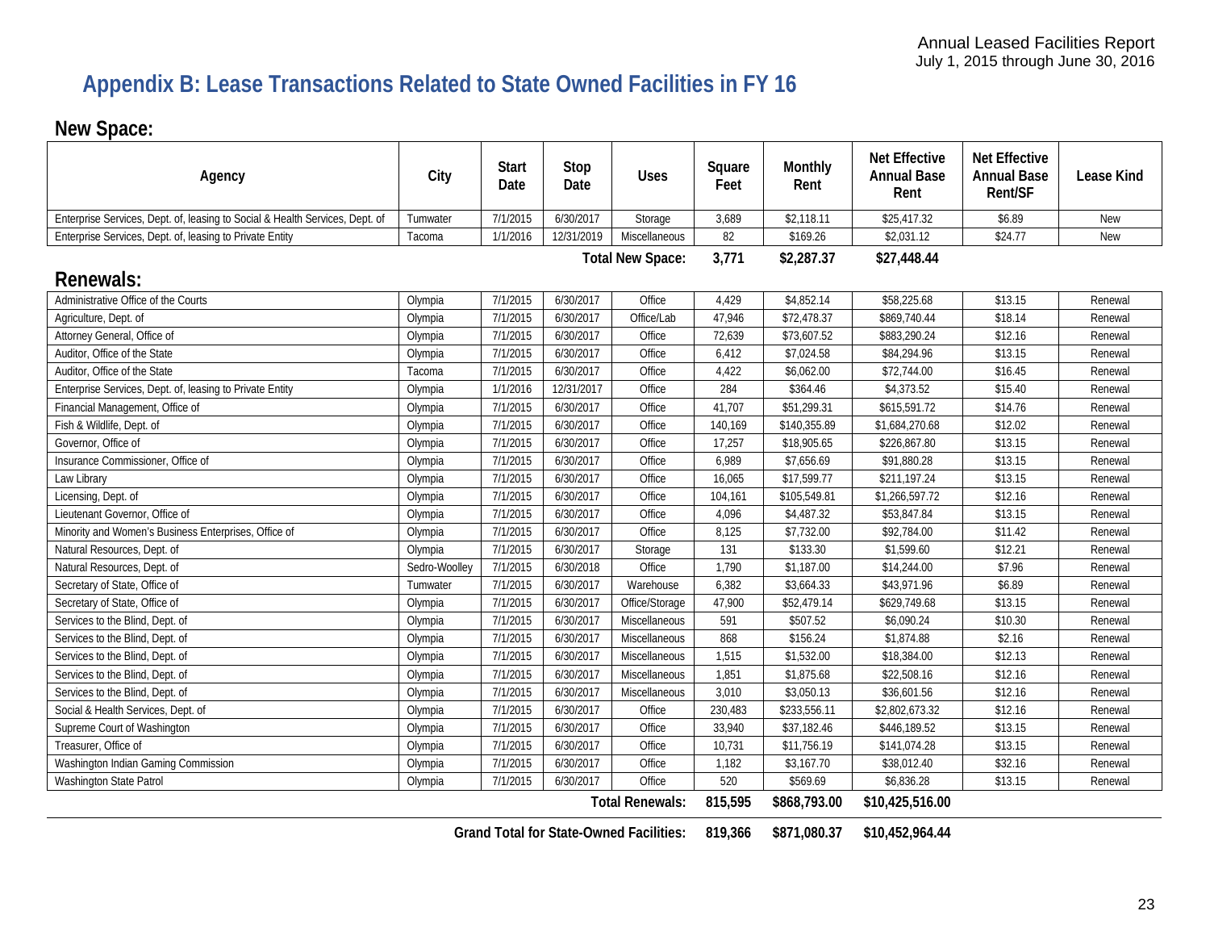# Appendix B: Lease Transactions Related to State Owned Facilities in FY 16

## New Space:

| Agency | City | Start Date | Stop Date | Uses | Square Feet | Monthly Rent | Net Effective Annual Base Rent | Net Effective Annual Base Rent/SF | Lease Kind |
|---|---|---|---|---|---|---|---|---|---|
| Enterprise Services, Dept. of, leasing to Social & Health Services, Dept. of | Tumwater | 7/1/2015 | 6/30/2017 | Storage | 3,689 | $2,118.11 | $25,417.32 | $6.89 | New |
| Enterprise Services, Dept. of, leasing to Private Entity | Tacoma | 1/1/2016 | 12/31/2019 | Miscellaneous | 82 | $169.26 | $2,031.12 | $24.77 | New |
| | | | | **Total New Space:** | **3,771** | **$2,287.37** | **$27,448.44** | | |

## Renewals:

| Agency | City | Start Date | Stop Date | Uses | Square Feet | Monthly Rent | Net Effective Annual Base Rent | Net Effective Annual Base Rent/SF | Lease Kind |
|---|---|---|---|---|---|---|---|---|---|
| Administrative Office of the Courts | Olympia | 7/1/2015 | 6/30/2017 | Office | 4,429 | $4,852.14 | $58,225.68 | $13.15 | Renewal |
| Agriculture, Dept. of | Olympia | 7/1/2015 | 6/30/2017 | Office/Lab | 47,946 | $72,478.37 | $869,740.44 | $18.14 | Renewal |
| Attorney General, Office of | Olympia | 7/1/2015 | 6/30/2017 | Office | 72,639 | $73,607.52 | $883,290.24 | $12.16 | Renewal |
| Auditor, Office of the State | Olympia | 7/1/2015 | 6/30/2017 | Office | 6,412 | $7,024.58 | $84,294.96 | $13.15 | Renewal |
| Auditor, Office of the State | Tacoma | 7/1/2015 | 6/30/2017 | Office | 4,422 | $6,062.00 | $72,744.00 | $16.45 | Renewal |
| Enterprise Services, Dept. of, leasing to Private Entity | Olympia | 1/1/2016 | 12/31/2017 | Office | 284 | $364.46 | $4,373.52 | $15.40 | Renewal |
| Financial Management, Office of | Olympia | 7/1/2015 | 6/30/2017 | Office | 41,707 | $51,299.31 | $615,591.72 | $14.76 | Renewal |
| Fish & Wildlife, Dept. of | Olympia | 7/1/2015 | 6/30/2017 | Office | 140,169 | $140,355.89 | $1,684,270.68 | $12.02 | Renewal |
| Governor, Office of | Olympia | 7/1/2015 | 6/30/2017 | Office | 17,257 | $18,905.65 | $226,867.80 | $13.15 | Renewal |
| Insurance Commissioner, Office of | Olympia | 7/1/2015 | 6/30/2017 | Office | 6,989 | $7,656.69 | $91,880.28 | $13.15 | Renewal |
| Law Library | Olympia | 7/1/2015 | 6/30/2017 | Office | 16,065 | $17,599.77 | $211,197.24 | $13.15 | Renewal |
| Licensing, Dept. of | Olympia | 7/1/2015 | 6/30/2017 | Office | 104,161 | $105,549.81 | $1,266,597.72 | $12.16 | Renewal |
| Lieutenant Governor, Office of | Olympia | 7/1/2015 | 6/30/2017 | Office | 4,096 | $4,487.32 | $53,847.84 | $13.15 | Renewal |
| Minority and Women's Business Enterprises, Office of | Olympia | 7/1/2015 | 6/30/2017 | Office | 8,125 | $7,732.00 | $92,784.00 | $11.42 | Renewal |
| Natural Resources, Dept. of | Olympia | 7/1/2015 | 6/30/2017 | Storage | 131 | $133.30 | $1,599.60 | $12.21 | Renewal |
| Natural Resources, Dept. of | Sedro-Woolley | 7/1/2015 | 6/30/2018 | Office | 1,790 | $1,187.00 | $14,244.00 | $7.96 | Renewal |
| Secretary of State, Office of | Tumwater | 7/1/2015 | 6/30/2017 | Warehouse | 6,382 | $3,664.33 | $43,971.96 | $6.89 | Renewal |
| Secretary of State, Office of | Olympia | 7/1/2015 | 6/30/2017 | Office/Storage | 47,900 | $52,479.14 | $629,749.68 | $13.15 | Renewal |
| Services to the Blind, Dept. of | Olympia | 7/1/2015 | 6/30/2017 | Miscellaneous | 591 | $507.52 | $6,090.24 | $10.30 | Renewal |
| Services to the Blind, Dept. of | Olympia | 7/1/2015 | 6/30/2017 | Miscellaneous | 868 | $156.24 | $1,874.88 | $2.16 | Renewal |
| Services to the Blind, Dept. of | Olympia | 7/1/2015 | 6/30/2017 | Miscellaneous | 1,515 | $1,532.00 | $18,384.00 | $12.13 | Renewal |
| Services to the Blind, Dept. of | Olympia | 7/1/2015 | 6/30/2017 | Miscellaneous | 1,851 | $1,875.68 | $22,508.16 | $12.16 | Renewal |
| Services to the Blind, Dept. of | Olympia | 7/1/2015 | 6/30/2017 | Miscellaneous | 3,010 | $3,050.13 | $36,601.56 | $12.16 | Renewal |
| Social & Health Services, Dept. of | Olympia | 7/1/2015 | 6/30/2017 | Office | 230,483 | $233,556.11 | $2,802,673.32 | $12.16 | Renewal |
| Supreme Court of Washington | Olympia | 7/1/2015 | 6/30/2017 | Office | 33,940 | $37,182.46 | $446,189.52 | $13.15 | Renewal |
| Treasurer, Office of | Olympia | 7/1/2015 | 6/30/2017 | Office | 10,731 | $11,756.19 | $141,074.28 | $13.15 | Renewal |
| Washington Indian Gaming Commission | Olympia | 7/1/2015 | 6/30/2017 | Office | 1,182 | $3,167.70 | $38,012.40 | $32.16 | Renewal |
| Washington State Patrol | Olympia | 7/1/2015 | 6/30/2017 | Office | 520 | $569.69 | $6,836.28 | $13.15 | Renewal |
| | | | | **Total Renewals:** | **815,595** | **$868,793.00** | **$10,425,516.00** | | |
| | | | | **Grand Total for State-Owned Facilities:** | **819,366** | **$871,080.37** | **$10,452,964.44** | | |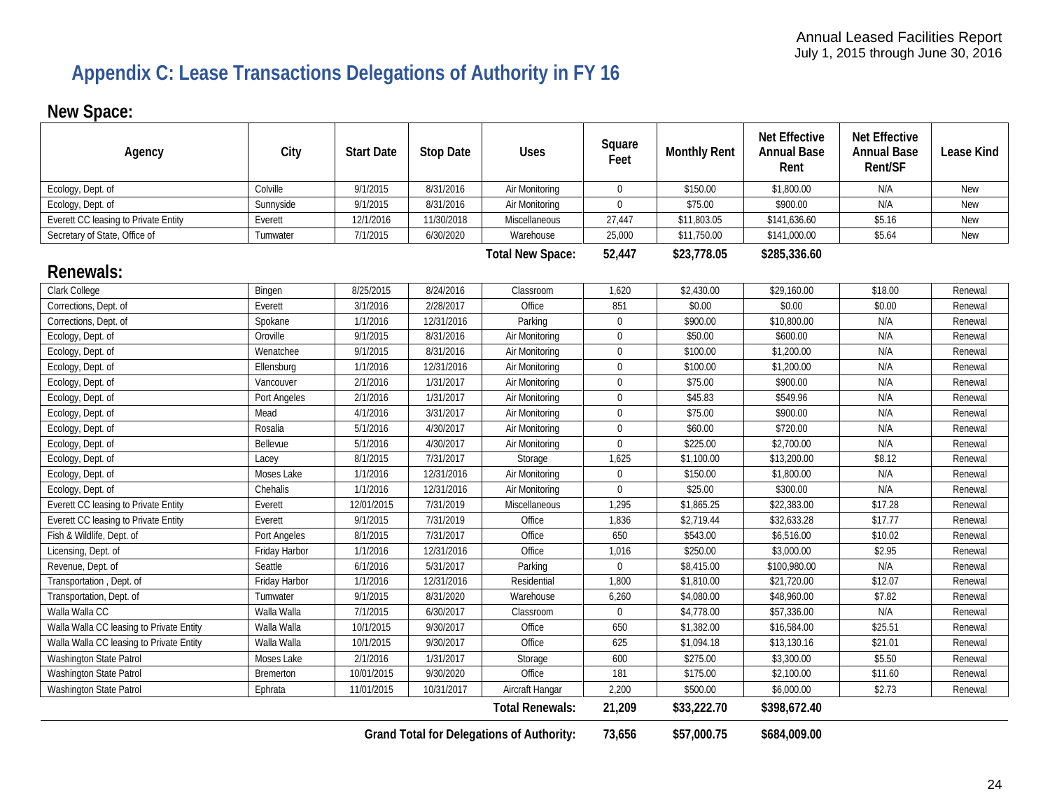# Appendix C: Lease Transactions Delegations of Authority in FY 16

## New Space:

| Agency | City | Start Date | Stop Date | Uses | Square Feet | Monthly Rent | Net Effective Annual Base Rent | Net Effective Annual Base Rent/SF | Lease Kind |
|---|---|---|---|---|---|---|---|---|---|
| Ecology, Dept. of | Colville | 9/1/2015 | 8/31/2016 | Air Monitoring | 0 | $150.00 | $1,800.00 | N/A | New |
| Ecology, Dept. of | Sunnyside | 9/1/2015 | 8/31/2016 | Air Monitoring | 0 | $75.00 | $900.00 | N/A | New |
| Everett CC leasing to Private Entity | Everett | 12/1/2016 | 11/30/2018 | Miscellaneous | 27,447 | $11,803.05 | $141,636.60 | $5.16 | New |
| Secretary of State, Office of | Tumwater | 7/1/2015 | 6/30/2020 | Warehouse | 25,000 | $11,750.00 | $141,000.00 | $5.64 | New |
| | | | | **Total New Space:** | **52,447** | **$23,778.05** | **$285,336.60** | | |

## Renewals:

| Agency | City | Start Date | Stop Date | Uses | Square Feet | Monthly Rent | Net Effective Annual Base Rent | Net Effective Annual Base Rent/SF | Lease Kind |
|---|---|---|---|---|---|---|---|---|---|
| Clark College | Bingen | 8/25/2015 | 8/24/2016 | Classroom | 1,620 | $2,430.00 | $29,160.00 | $18.00 | Renewal |
| Corrections, Dept. of | Everett | 3/1/2016 | 2/28/2017 | Office | 851 | $0.00 | $0.00 | $0.00 | Renewal |
| Corrections, Dept. of | Spokane | 1/1/2016 | 12/31/2016 | Parking | 0 | $900.00 | $10,800.00 | N/A | Renewal |
| Ecology, Dept. of | Oroville | 9/1/2015 | 8/31/2016 | Air Monitoring | 0 | $50.00 | $600.00 | N/A | Renewal |
| Ecology, Dept. of | Wenatchee | 9/1/2015 | 8/31/2016 | Air Monitoring | 0 | $100.00 | $1,200.00 | N/A | Renewal |
| Ecology, Dept. of | Ellensburg | 1/1/2016 | 12/31/2016 | Air Monitoring | 0 | $100.00 | $1,200.00 | N/A | Renewal |
| Ecology, Dept. of | Vancouver | 2/1/2016 | 1/31/2017 | Air Monitoring | 0 | $75.00 | $900.00 | N/A | Renewal |
| Ecology, Dept. of | Port Angeles | 2/1/2016 | 1/31/2017 | Air Monitoring | 0 | $45.83 | $549.96 | N/A | Renewal |
| Ecology, Dept. of | Mead | 4/1/2016 | 3/31/2017 | Air Monitoring | 0 | $75.00 | $900.00 | N/A | Renewal |
| Ecology, Dept. of | Rosalia | 5/1/2016 | 4/30/2017 | Air Monitoring | 0 | $60.00 | $720.00 | N/A | Renewal |
| Ecology, Dept. of | Bellevue | 5/1/2016 | 4/30/2017 | Air Monitoring | 0 | $225.00 | $2,700.00 | N/A | Renewal |
| Ecology, Dept. of | Lacey | 8/1/2015 | 7/31/2017 | Storage | 1,625 | $1,100.00 | $13,200.00 | $8.12 | Renewal |
| Ecology, Dept. of | Moses Lake | 1/1/2016 | 12/31/2016 | Air Monitoring | 0 | $150.00 | $1,800.00 | N/A | Renewal |
| Ecology, Dept. of | Chehalis | 1/1/2016 | 12/31/2016 | Air Monitoring | 0 | $25.00 | $300.00 | N/A | Renewal |
| Everett CC leasing to Private Entity | Everett | 12/01/2015 | 7/31/2019 | Miscellaneous | 1,295 | $1,865.25 | $22,383.00 | $17.28 | Renewal |
| Everett CC leasing to Private Entity | Everett | 9/1/2015 | 7/31/2019 | Office | 1,836 | $2,719.44 | $32,633.28 | $17.77 | Renewal |
| Fish & Wildlife, Dept. of | Port Angeles | 8/1/2015 | 7/31/2017 | Office | 650 | $543.00 | $6,516.00 | $10.02 | Renewal |
| Licensing, Dept. of | Friday Harbor | 1/1/2016 | 12/31/2016 | Office | 1,016 | $250.00 | $3,000.00 | $2.95 | Renewal |
| Revenue, Dept. of | Seattle | 6/1/2016 | 5/31/2017 | Parking | 0 | $8,415.00 | $100,980.00 | N/A | Renewal |
| Transportation , Dept. of | Friday Harbor | 1/1/2016 | 12/31/2016 | Residential | 1,800 | $1,810.00 | $21,720.00 | $12.07 | Renewal |
| Transportation, Dept. of | Tumwater | 9/1/2015 | 8/31/2020 | Warehouse | 6,260 | $4,080.00 | $48,960.00 | $7.82 | Renewal |
| Walla Walla CC | Walla Walla | 7/1/2015 | 6/30/2017 | Classroom | 0 | $4,778.00 | $57,336.00 | N/A | Renewal |
| Walla Walla CC leasing to Private Entity | Walla Walla | 10/1/2015 | 9/30/2017 | Office | 650 | $1,382.00 | $16,584.00 | $25.51 | Renewal |
| Walla Walla CC leasing to Private Entity | Walla Walla | 10/1/2015 | 9/30/2017 | Office | 625 | $1,094.18 | $13,130.16 | $21.01 | Renewal |
| Washington State Patrol | Moses Lake | 2/1/2016 | 1/31/2017 | Storage | 600 | $275.00 | $3,300.00 | $5.50 | Renewal |
| Washington State Patrol | Bremerton | 10/01/2015 | 9/30/2020 | Office | 181 | $175.00 | $2,100.00 | $11.60 | Renewal |
| Washington State Patrol | Ephrata | 11/01/2015 | 10/31/2017 | Aircraft Hangar | 2,200 | $500.00 | $6,000.00 | $2.73 | Renewal |
| | | | | **Total Renewals:** | **21,209** | **$33,222.70** | **$398,672.40** | | |
| | | | | **Grand Total for Delegations of Authority:** | **73,656** | **$57,000.75** | **$684,009.00** | | |